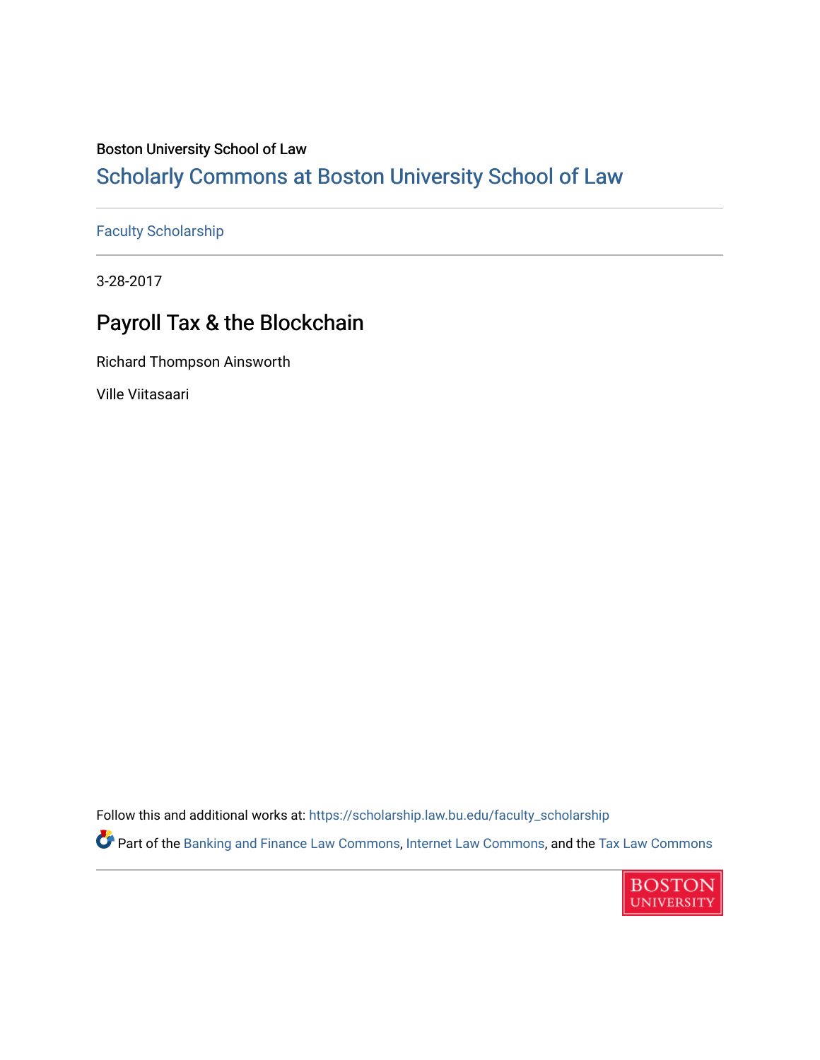Boston University School of Law

# Scholarly Commons at Boston University School of Law

Faculty Scholarship

3-28-2017

## Payroll Tax & the Blockchain

Richard Thompson Ainsworth

Ville Viitasaari

Follow this and additional works at: https://scholarship.law.bu.edu/faculty_scholarship

Part of the Banking and Finance Law Commons, Internet Law Commons, and the Tax Law Commons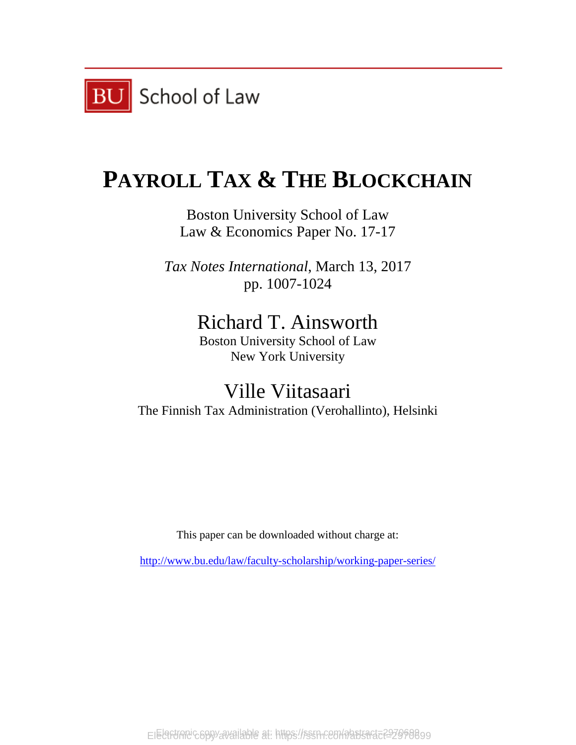BU School of Law

# PAYROLL TAX & THE BLOCKCHAIN

Boston University School of Law
Law & Economics Paper No. 17-17

*Tax Notes International*, March 13, 2017
pp. 1007-1024

## Richard T. Ainsworth

Boston University School of Law
New York University

## Ville Viitasaari

The Finnish Tax Administration (Verohallinto), Helsinki

This paper can be downloaded without charge at:

http://www.bu.edu/law/faculty-scholarship/working-paper-series/

Electronic copy available at: https://ssrn.com/abstract=2970699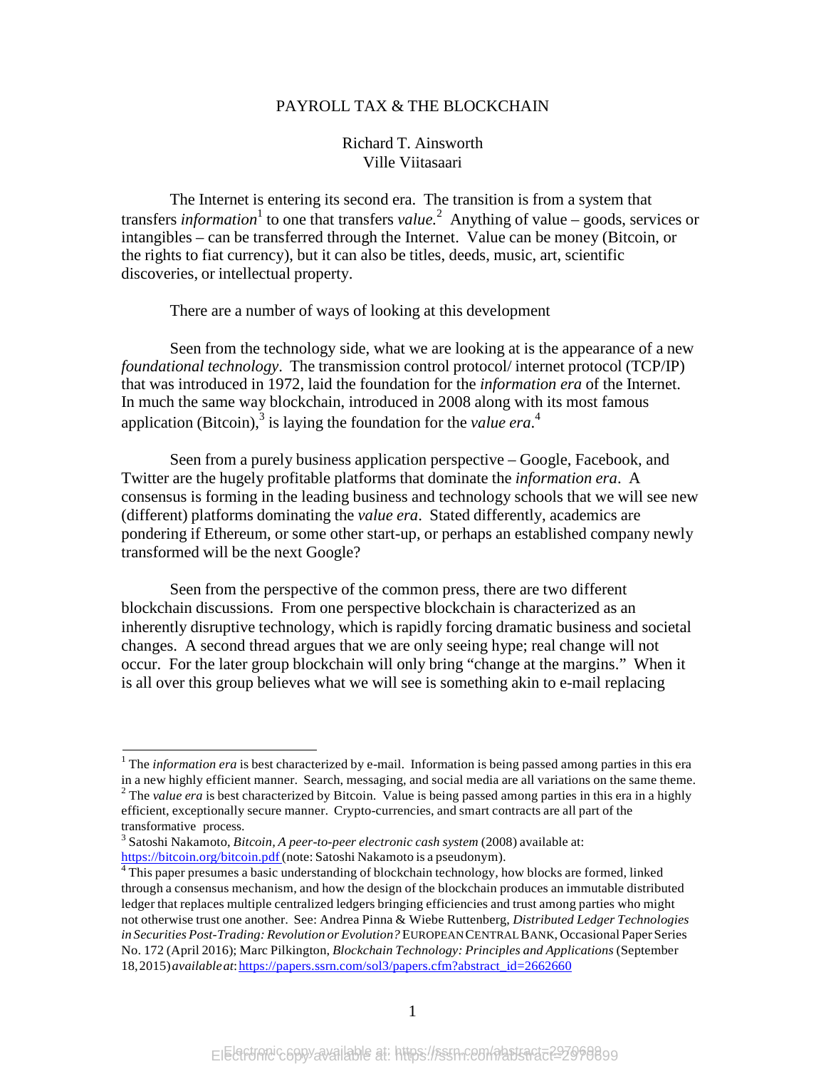PAYROLL TAX & THE BLOCKCHAIN

Richard T. Ainsworth
Ville Viitasaari

The Internet is entering its second era. The transition is from a system that transfers *information*[1] to one that transfers *value.*[2] Anything of value – goods, services or intangibles – can be transferred through the Internet. Value can be money (Bitcoin, or the rights to fiat currency), but it can also be titles, deeds, music, art, scientific discoveries, or intellectual property.

There are a number of ways of looking at this development

Seen from the technology side, what we are looking at is the appearance of a new *foundational technology*. The transmission control protocol/ internet protocol (TCP/IP) that was introduced in 1972, laid the foundation for the *information era* of the Internet. In much the same way blockchain, introduced in 2008 along with its most famous application (Bitcoin),[3] is laying the foundation for the *value era*.[4]

Seen from a purely business application perspective – Google, Facebook, and Twitter are the hugely profitable platforms that dominate the *information era*. A consensus is forming in the leading business and technology schools that we will see new (different) platforms dominating the *value era*. Stated differently, academics are pondering if Ethereum, or some other start-up, or perhaps an established company newly transformed will be the next Google?

Seen from the perspective of the common press, there are two different blockchain discussions. From one perspective blockchain is characterized as an inherently disruptive technology, which is rapidly forcing dramatic business and societal changes. A second thread argues that we are only seeing hype; real change will not occur. For the later group blockchain will only bring "change at the margins." When it is all over this group believes what we will see is something akin to e-mail replacing

---

[1] The *information era* is best characterized by e-mail. Information is being passed among parties in this era in a new highly efficient manner. Search, messaging, and social media are all variations on the same theme.

[2] The *value era* is best characterized by Bitcoin. Value is being passed among parties in this era in a highly efficient, exceptionally secure manner. Crypto-currencies, and smart contracts are all part of the transformative process.

[3] Satoshi Nakamoto, *Bitcoin, A peer-to-peer electronic cash system* (2008) available at: https://bitcoin.org/bitcoin.pdf (note: Satoshi Nakamoto is a pseudonym).

[4] This paper presumes a basic understanding of blockchain technology, how blocks are formed, linked through a consensus mechanism, and how the design of the blockchain produces an immutable distributed ledger that replaces multiple centralized ledgers bringing efficiencies and trust among parties who might not otherwise trust one another. See: Andrea Pinna & Wiebe Ruttenberg, *Distributed Ledger Technologies in Securities Post-Trading: Revolution or Evolution?* EUROPEAN CENTRAL BANK, Occasional Paper Series No. 172 (April 2016); Marc Pilkington, *Blockchain Technology: Principles and Applications* (September 18, 2015) *available at*: https://papers.ssrn.com/sol3/papers.cfm?abstract_id=2662660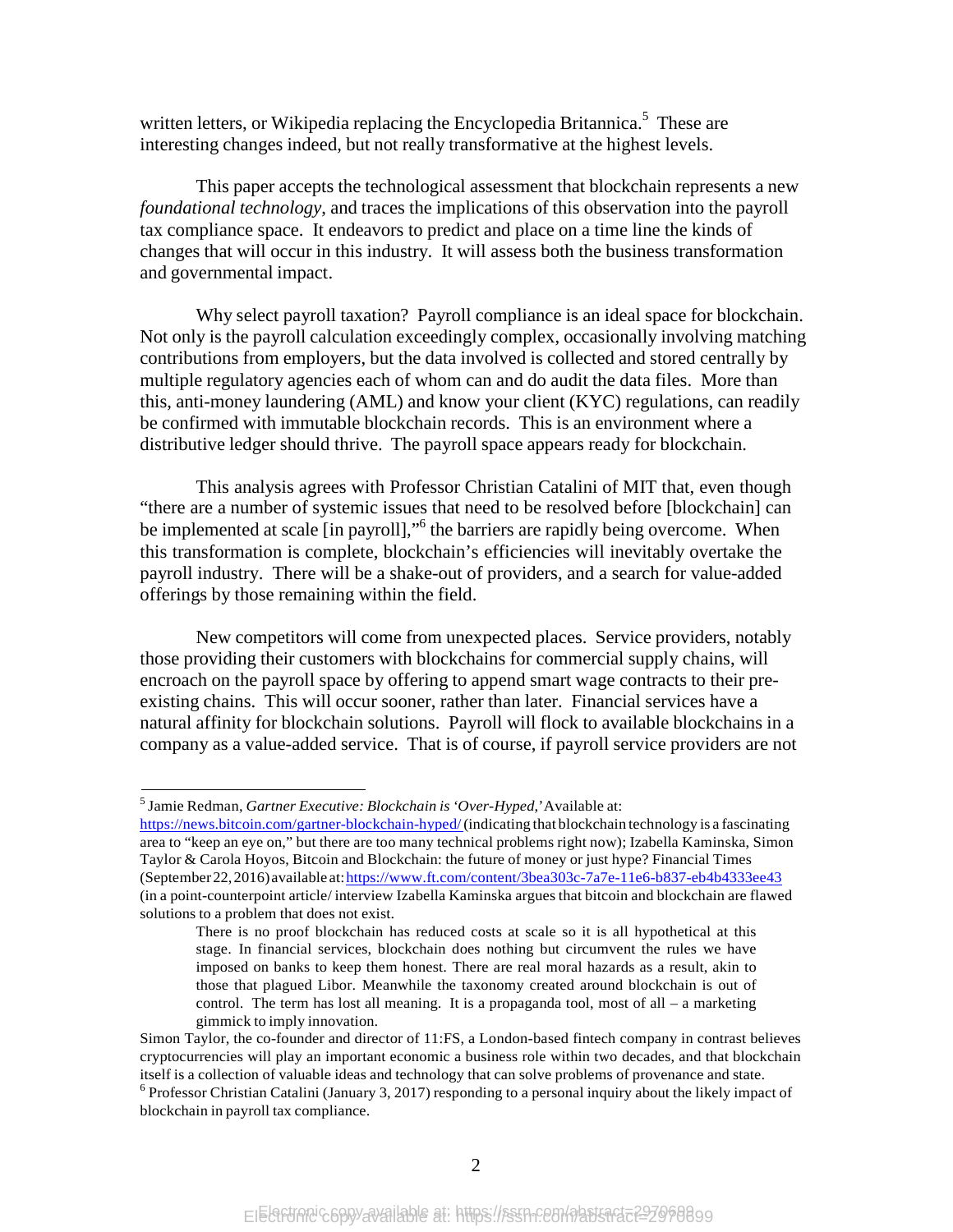written letters, or Wikipedia replacing the Encyclopedia Britannica.[5] These are interesting changes indeed, but not really transformative at the highest levels.

This paper accepts the technological assessment that blockchain represents a new *foundational technology*, and traces the implications of this observation into the payroll tax compliance space. It endeavors to predict and place on a time line the kinds of changes that will occur in this industry. It will assess both the business transformation and governmental impact.

Why select payroll taxation? Payroll compliance is an ideal space for blockchain. Not only is the payroll calculation exceedingly complex, occasionally involving matching contributions from employers, but the data involved is collected and stored centrally by multiple regulatory agencies each of whom can and do audit the data files. More than this, anti-money laundering (AML) and know your client (KYC) regulations, can readily be confirmed with immutable blockchain records. This is an environment where a distributive ledger should thrive. The payroll space appears ready for blockchain.

This analysis agrees with Professor Christian Catalini of MIT that, even though "there are a number of systemic issues that need to be resolved before [blockchain] can be implemented at scale [in payroll],"[6] the barriers are rapidly being overcome. When this transformation is complete, blockchain's efficiencies will inevitably overtake the payroll industry. There will be a shake-out of providers, and a search for value-added offerings by those remaining within the field.

New competitors will come from unexpected places. Service providers, notably those providing their customers with blockchains for commercial supply chains, will encroach on the payroll space by offering to append smart wage contracts to their pre-existing chains. This will occur sooner, rather than later. Financial services have a natural affinity for blockchain solutions. Payroll will flock to available blockchains in a company as a value-added service. That is of course, if payroll service providers are not

---

[5] Jamie Redman, *Gartner Executive: Blockchain is 'Over-Hyped,'* Available at: https://news.bitcoin.com/gartner-blockchain-hyped/ (indicating that blockchain technology is a fascinating area to "keep an eye on," but there are too many technical problems right now); Izabella Kaminska, Simon Taylor & Carola Hoyos, Bitcoin and Blockchain: the future of money or just hype? Financial Times (September 22, 2016) available at: https://www.ft.com/content/3bea303c-7a7e-11e6-b837-eb4b4333ee43 (in a point-counterpoint article/ interview Izabella Kaminska argues that bitcoin and blockchain are flawed solutions to a problem that does not exist.

> There is no proof blockchain has reduced costs at scale so it is all hypothetical at this stage. In financial services, blockchain does nothing but circumvent the rules we have imposed on banks to keep them honest. There are real moral hazards as a result, akin to those that plagued Libor. Meanwhile the taxonomy created around blockchain is out of control. The term has lost all meaning. It is a propaganda tool, most of all – a marketing gimmick to imply innovation.

Simon Taylor, the co-founder and director of 11:FS, a London-based fintech company in contrast believes cryptocurrencies will play an important economic a business role within two decades, and that blockchain itself is a collection of valuable ideas and technology that can solve problems of provenance and state.

[6] Professor Christian Catalini (January 3, 2017) responding to a personal inquiry about the likely impact of blockchain in payroll tax compliance.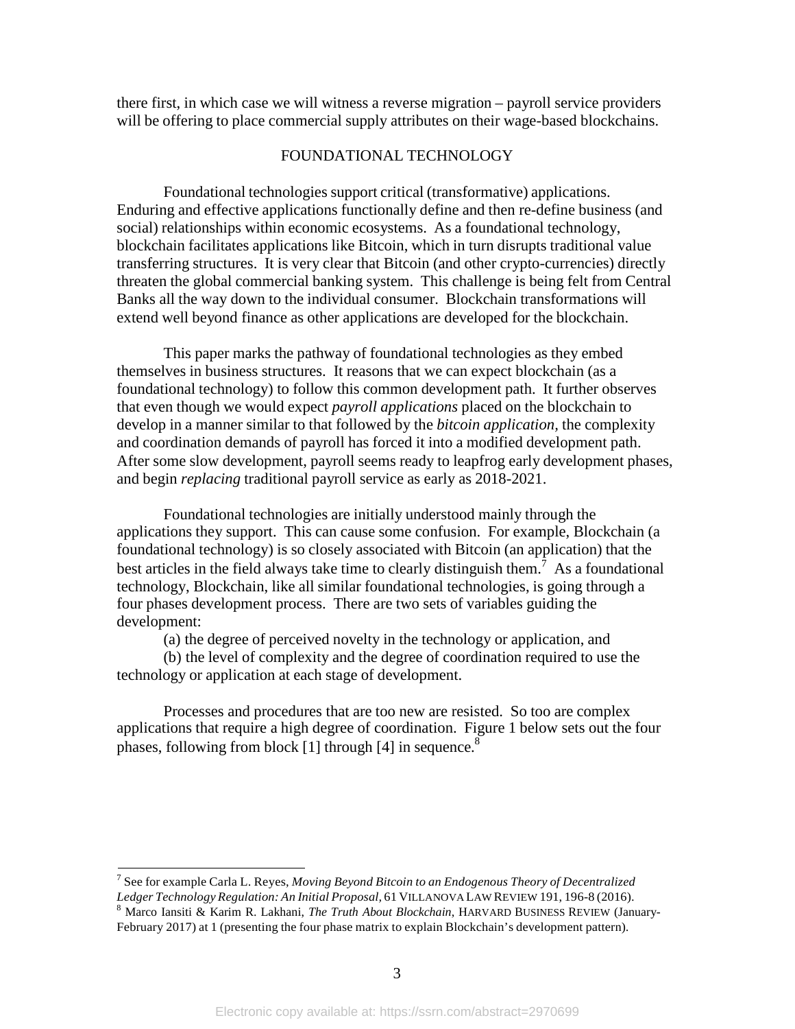there first, in which case we will witness a reverse migration – payroll service providers will be offering to place commercial supply attributes on their wage-based blockchains.

## FOUNDATIONAL TECHNOLOGY

Foundational technologies support critical (transformative) applications. Enduring and effective applications functionally define and then re-define business (and social) relationships within economic ecosystems. As a foundational technology, blockchain facilitates applications like Bitcoin, which in turn disrupts traditional value transferring structures. It is very clear that Bitcoin (and other crypto-currencies) directly threaten the global commercial banking system. This challenge is being felt from Central Banks all the way down to the individual consumer. Blockchain transformations will extend well beyond finance as other applications are developed for the blockchain.

This paper marks the pathway of foundational technologies as they embed themselves in business structures. It reasons that we can expect blockchain (as a foundational technology) to follow this common development path. It further observes that even though we would expect *payroll applications* placed on the blockchain to develop in a manner similar to that followed by the *bitcoin application,* the complexity and coordination demands of payroll has forced it into a modified development path. After some slow development, payroll seems ready to leapfrog early development phases, and begin *replacing* traditional payroll service as early as 2018-2021.

Foundational technologies are initially understood mainly through the applications they support. This can cause some confusion. For example, Blockchain (a foundational technology) is so closely associated with Bitcoin (an application) that the best articles in the field always take time to clearly distinguish them.[7] As a foundational technology, Blockchain, like all similar foundational technologies, is going through a four phases development process. There are two sets of variables guiding the development:

(a) the degree of perceived novelty in the technology or application, and

(b) the level of complexity and the degree of coordination required to use the technology or application at each stage of development.

Processes and procedures that are too new are resisted. So too are complex applications that require a high degree of coordination. Figure 1 below sets out the four phases, following from block [1] through [4] in sequence.[8]

---

[7] See for example Carla L. Reyes, *Moving Beyond Bitcoin to an Endogenous Theory of Decentralized Ledger Technology Regulation: An Initial Proposal,* 61 VILLANOVA LAW REVIEW 191, 196-8 (2016).

[8] Marco Iansiti & Karim R. Lakhani, *The Truth About Blockchain*, HARVARD BUSINESS REVIEW (January-February 2017) at 1 (presenting the four phase matrix to explain Blockchain's development pattern).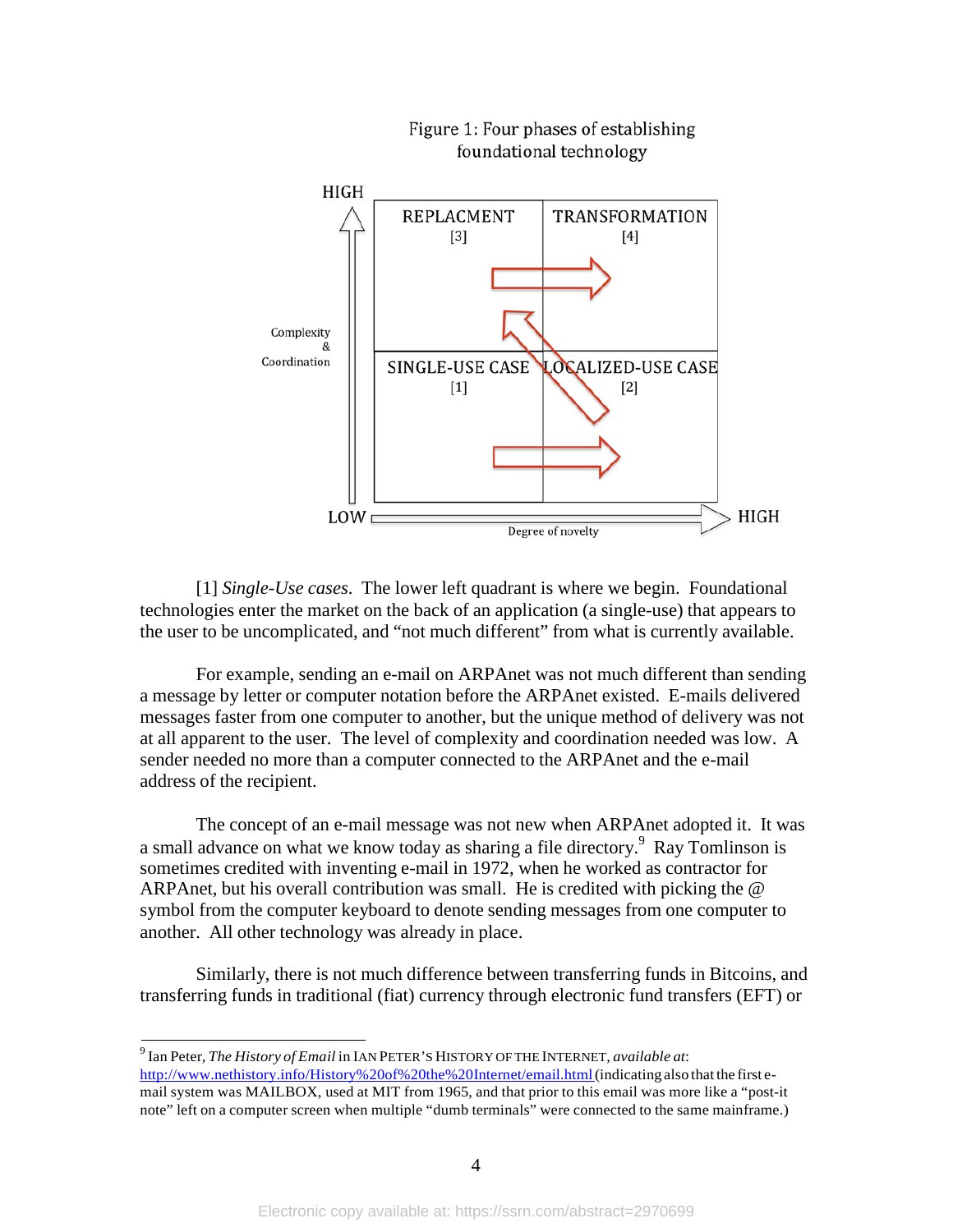Figure 1: Four phases of establishing foundational technology

| | | |
|---|---|---|
| HIGH | REPLACMENT [3] | TRANSFORMATION [4] |
| Complexity & Coordination | SINGLE-USE CASE [1] | LOCALIZED-USE CASE [2] |
| LOW | | HIGH |
| | Degree of novelty | |

[1] *Single-Use cases*. The lower left quadrant is where we begin. Foundational technologies enter the market on the back of an application (a single-use) that appears to the user to be uncomplicated, and "not much different" from what is currently available.

For example, sending an e-mail on ARPAnet was not much different than sending a message by letter or computer notation before the ARPAnet existed. E-mails delivered messages faster from one computer to another, but the unique method of delivery was not at all apparent to the user. The level of complexity and coordination needed was low. A sender needed no more than a computer connected to the ARPAnet and the e-mail address of the recipient.

The concept of an e-mail message was not new when ARPAnet adopted it. It was a small advance on what we know today as sharing a file directory.[9] Ray Tomlinson is sometimes credited with inventing e-mail in 1972, when he worked as contractor for ARPAnet, but his overall contribution was small. He is credited with picking the @ symbol from the computer keyboard to denote sending messages from one computer to another. All other technology was already in place.

Similarly, there is not much difference between transferring funds in Bitcoins, and transferring funds in traditional (fiat) currency through electronic fund transfers (EFT) or

---

[9] Ian Peter, *The History of Email* in IAN PETER'S HISTORY OF THE INTERNET, *available at*: http://www.nethistory.info/History%20of%20the%20Internet/email.html (indicating also that the first e-mail system was MAILBOX, used at MIT from 1965, and that prior to this email was more like a "post-it note" left on a computer screen when multiple "dumb terminals" were connected to the same mainframe.)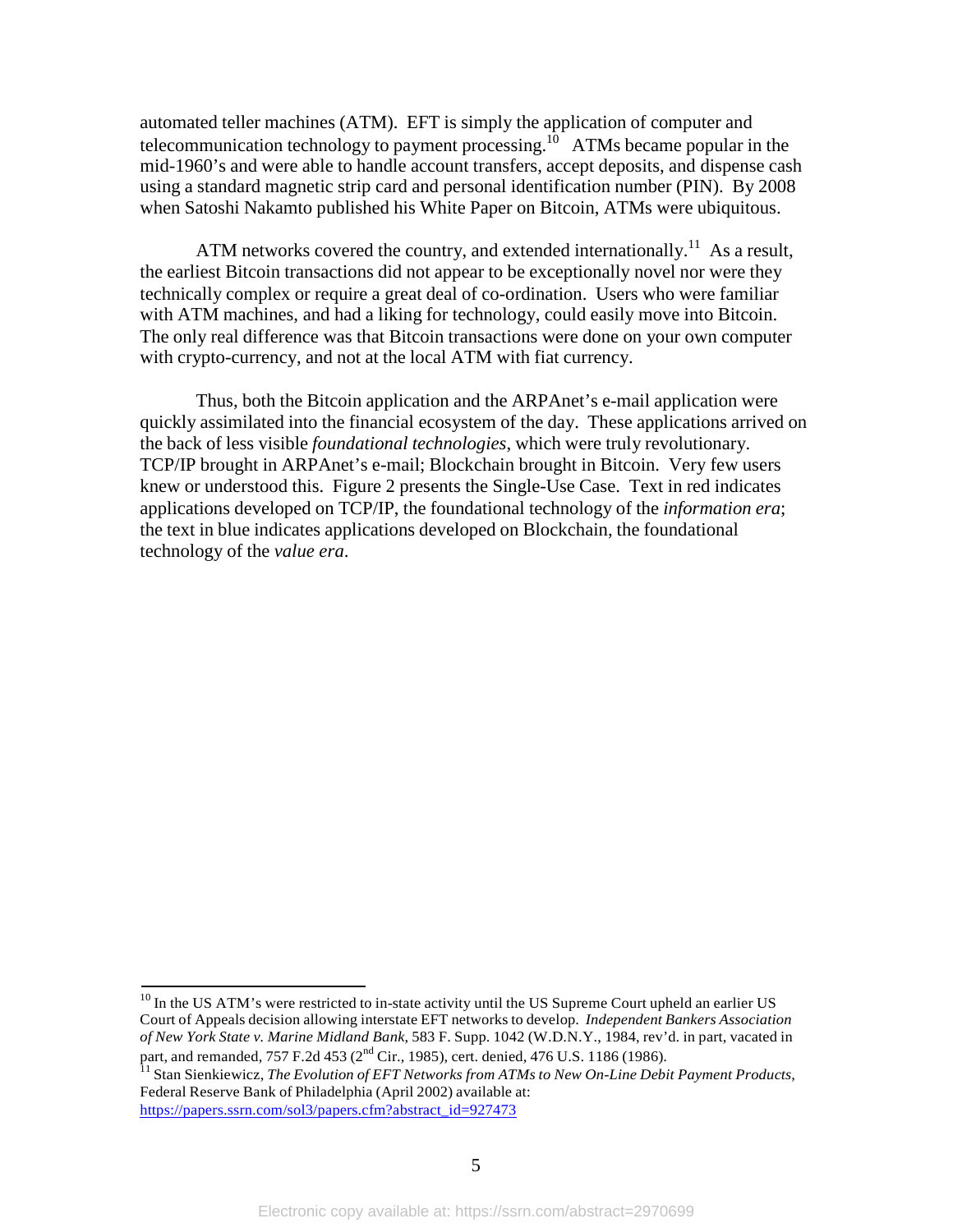automated teller machines (ATM). EFT is simply the application of computer and telecommunication technology to payment processing.[10] ATMs became popular in the mid-1960's and were able to handle account transfers, accept deposits, and dispense cash using a standard magnetic strip card and personal identification number (PIN). By 2008 when Satoshi Nakamto published his White Paper on Bitcoin, ATMs were ubiquitous.

ATM networks covered the country, and extended internationally.[11] As a result, the earliest Bitcoin transactions did not appear to be exceptionally novel nor were they technically complex or require a great deal of co-ordination. Users who were familiar with ATM machines, and had a liking for technology, could easily move into Bitcoin. The only real difference was that Bitcoin transactions were done on your own computer with crypto-currency, and not at the local ATM with fiat currency.

Thus, both the Bitcoin application and the ARPAnet's e-mail application were quickly assimilated into the financial ecosystem of the day. These applications arrived on the back of less visible *foundational technologies*, which were truly revolutionary. TCP/IP brought in ARPAnet's e-mail; Blockchain brought in Bitcoin. Very few users knew or understood this. Figure 2 presents the Single-Use Case. Text in red indicates applications developed on TCP/IP, the foundational technology of the *information era*; the text in blue indicates applications developed on Blockchain, the foundational technology of the *value era*.

---

[10] In the US ATM's were restricted to in-state activity until the US Supreme Court upheld an earlier US Court of Appeals decision allowing interstate EFT networks to develop. *Independent Bankers Association of New York State v. Marine Midland Bank*, 583 F. Supp. 1042 (W.D.N.Y., 1984, rev'd. in part, vacated in part, and remanded, 757 F.2d 453 (2nd Cir., 1985), cert. denied, 476 U.S. 1186 (1986).

[11] Stan Sienkiewicz, *The Evolution of EFT Networks from ATMs to New On-Line Debit Payment Products*, Federal Reserve Bank of Philadelphia (April 2002) available at: https://papers.ssrn.com/sol3/papers.cfm?abstract_id=927473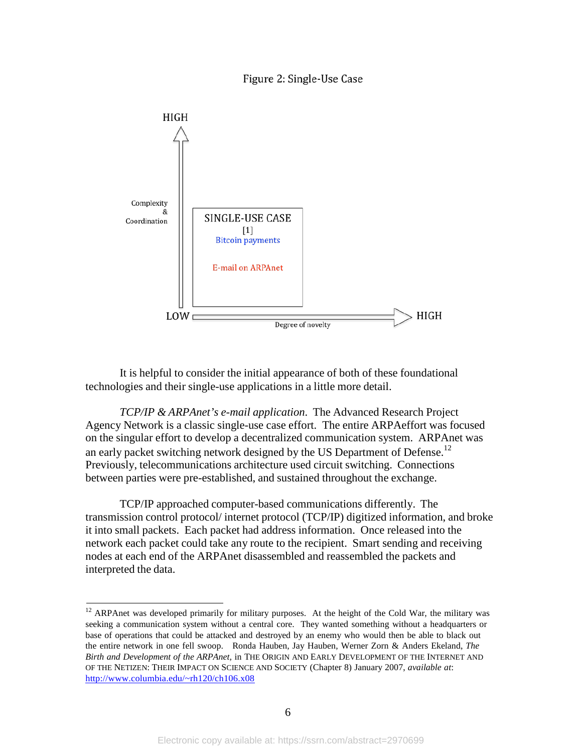Figure 2: Single-Use Case

HIGH

Complexity & Coordination

SINGLE-USE CASE
[1]
Bitcoin payments

E-mail on ARPAnet

LOW

Degree of novelty

HIGH

It is helpful to consider the initial appearance of both of these foundational technologies and their single-use applications in a little more detail.

*TCP/IP & ARPAnet's e-mail application*. The Advanced Research Project Agency Network is a classic single-use case effort. The entire ARPAeffort was focused on the singular effort to develop a decentralized communication system. ARPAnet was an early packet switching network designed by the US Department of Defense.[12] Previously, telecommunications architecture used circuit switching. Connections between parties were pre-established, and sustained throughout the exchange.

TCP/IP approached computer-based communications differently. The transmission control protocol/ internet protocol (TCP/IP) digitized information, and broke it into small packets. Each packet had address information. Once released into the network each packet could take any route to the recipient. Smart sending and receiving nodes at each end of the ARPAnet disassembled and reassembled the packets and interpreted the data.

---

[12] ARPAnet was developed primarily for military purposes. At the height of the Cold War, the military was seeking a communication system without a central core. They wanted something without a headquarters or base of operations that could be attacked and destroyed by an enemy who would then be able to black out the entire network in one fell swoop. Ronda Hauben, Jay Hauben, Werner Zorn & Anders Ekeland, *The Birth and Development of the ARPAnet*, in THE ORIGIN AND EARLY DEVELOPMENT OF THE INTERNET AND OF THE NETIZEN: THEIR IMPACT ON SCIENCE AND SOCIETY (Chapter 8) January 2007, *available at*: http://www.columbia.edu/~rh120/ch106.x08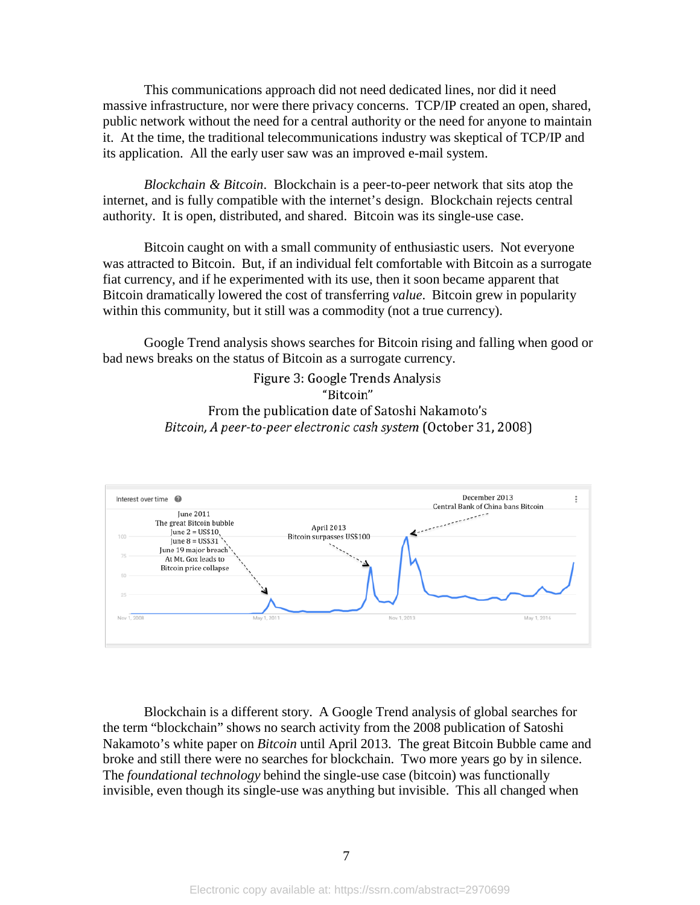This communications approach did not need dedicated lines, nor did it need massive infrastructure, nor were there privacy concerns. TCP/IP created an open, shared, public network without the need for a central authority or the need for anyone to maintain it. At the time, the traditional telecommunications industry was skeptical of TCP/IP and its application. All the early user saw was an improved e-mail system.

*Blockchain & Bitcoin*. Blockchain is a peer-to-peer network that sits atop the internet, and is fully compatible with the internet's design. Blockchain rejects central authority. It is open, distributed, and shared. Bitcoin was its single-use case.

Bitcoin caught on with a small community of enthusiastic users. Not everyone was attracted to Bitcoin. But, if an individual felt comfortable with Bitcoin as a surrogate fiat currency, and if he experimented with its use, then it soon became apparent that Bitcoin dramatically lowered the cost of transferring *value*. Bitcoin grew in popularity within this community, but it still was a commodity (not a true currency).

Google Trend analysis shows searches for Bitcoin rising and falling when good or bad news breaks on the status of Bitcoin as a surrogate currency.

Figure 3: Google Trends Analysis
"Bitcoin"
From the publication date of Satoshi Nakamoto's
*Bitcoin, A peer-to-peer electronic cash system* (October 31, 2008)

Interest over time

June 2011
The great Bitcoin bubble
June 2 = US$10
June 8 = US$31
June 19 major breach
At Mt. Gox leads to
Bitcoin price collapse

April 2013
Bitcoin surpasses US$100

December 2013
Central Bank of China bans Bitcoin

Nov 1, 2008 | May 1, 2011 | Nov 1, 2013 | May 1, 2016

Blockchain is a different story. A Google Trend analysis of global searches for the term "blockchain" shows no search activity from the 2008 publication of Satoshi Nakamoto's white paper on *Bitcoin* until April 2013. The great Bitcoin Bubble came and broke and still there were no searches for blockchain. Two more years go by in silence. The *foundational technology* behind the single-use case (bitcoin) was functionally invisible, even though its single-use was anything but invisible. This all changed when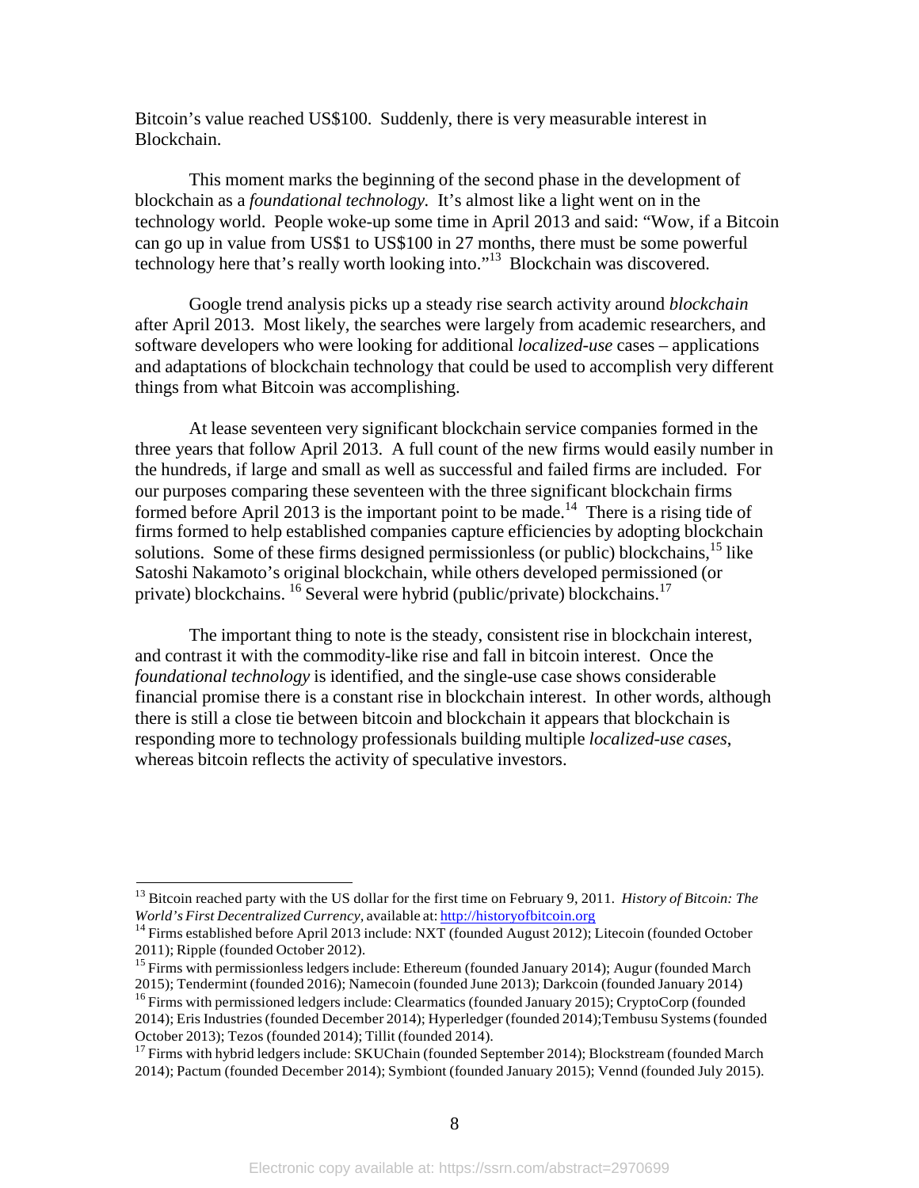Bitcoin's value reached US$100. Suddenly, there is very measurable interest in Blockchain.

This moment marks the beginning of the second phase in the development of blockchain as a *foundational technology*. It's almost like a light went on in the technology world. People woke-up some time in April 2013 and said: "Wow, if a Bitcoin can go up in value from US$1 to US$100 in 27 months, there must be some powerful technology here that's really worth looking into."[13] Blockchain was discovered.

Google trend analysis picks up a steady rise search activity around *blockchain* after April 2013. Most likely, the searches were largely from academic researchers, and software developers who were looking for additional *localized-use* cases – applications and adaptations of blockchain technology that could be used to accomplish very different things from what Bitcoin was accomplishing.

At lease seventeen very significant blockchain service companies formed in the three years that follow April 2013. A full count of the new firms would easily number in the hundreds, if large and small as well as successful and failed firms are included. For our purposes comparing these seventeen with the three significant blockchain firms formed before April 2013 is the important point to be made.[14] There is a rising tide of firms formed to help established companies capture efficiencies by adopting blockchain solutions. Some of these firms designed permissionless (or public) blockchains,[15] like Satoshi Nakamoto's original blockchain, while others developed permissioned (or private) blockchains. [16] Several were hybrid (public/private) blockchains.[17]

The important thing to note is the steady, consistent rise in blockchain interest, and contrast it with the commodity-like rise and fall in bitcoin interest. Once the *foundational technology* is identified, and the single-use case shows considerable financial promise there is a constant rise in blockchain interest. In other words, although there is still a close tie between bitcoin and blockchain it appears that blockchain is responding more to technology professionals building multiple *localized-use cases*, whereas bitcoin reflects the activity of speculative investors.

---

[13] Bitcoin reached party with the US dollar for the first time on February 9, 2011. *History of Bitcoin: The World's First Decentralized Currency*, available at: http://historyofbitcoin.org

[14] Firms established before April 2013 include: NXT (founded August 2012); Litecoin (founded October 2011); Ripple (founded October 2012).

[15] Firms with permissionless ledgers include: Ethereum (founded January 2014); Augur (founded March 2015); Tendermint (founded 2016); Namecoin (founded June 2013); Darkcoin (founded January 2014)

[16] Firms with permissioned ledgers include: Clearmatics (founded January 2015); CryptoCorp (founded 2014); Eris Industries (founded December 2014); Hyperledger (founded 2014);Tembusu Systems (founded October 2013); Tezos (founded 2014); Tillit (founded 2014).

[17] Firms with hybrid ledgers include: SKUChain (founded September 2014); Blockstream (founded March 2014); Pactum (founded December 2014); Symbiont (founded January 2015); Vennd (founded July 2015).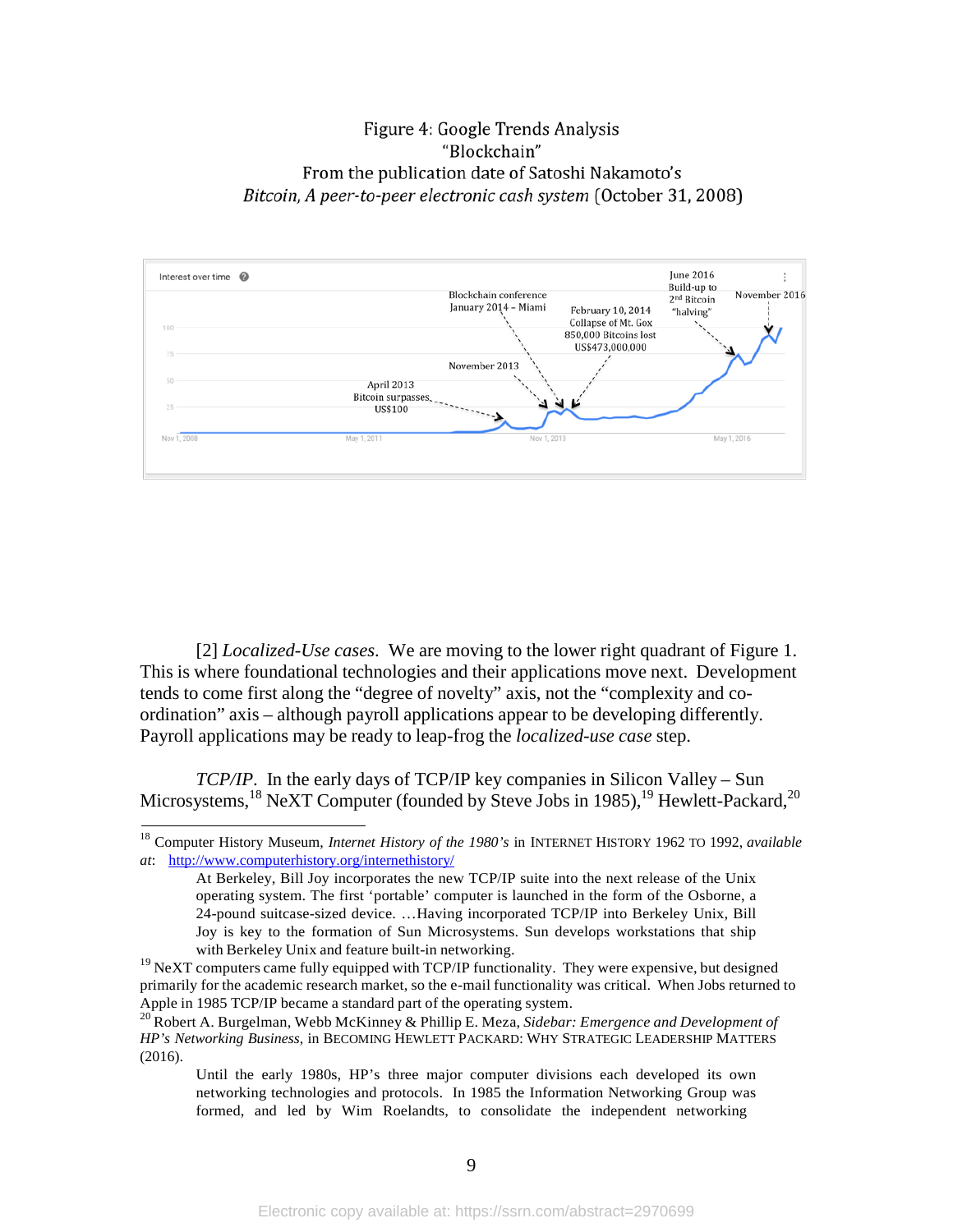Figure 4: Google Trends Analysis
"Blockchain"
From the publication date of Satoshi Nakamoto's
*Bitcoin, A peer-to-peer electronic cash system* (October 31, 2008)

[2] *Localized-Use cases*. We are moving to the lower right quadrant of Figure 1. This is where foundational technologies and their applications move next. Development tends to come first along the "degree of novelty" axis, not the "complexity and co-ordination" axis – although payroll applications appear to be developing differently. Payroll applications may be ready to leap-frog the *localized-use case* step.

*TCP/IP*. In the early days of TCP/IP key companies in Silicon Valley – Sun Microsystems,[18] NeXT Computer (founded by Steve Jobs in 1985),[19] Hewlett-Packard,[20]

---

[18] Computer History Museum, *Internet History of the 1980's* in INTERNET HISTORY 1962 TO 1992, *available at*: http://www.computerhistory.org/internethistory/

> At Berkeley, Bill Joy incorporates the new TCP/IP suite into the next release of the Unix operating system. The first 'portable' computer is launched in the form of the Osborne, a 24-pound suitcase-sized device. …Having incorporated TCP/IP into Berkeley Unix, Bill Joy is key to the formation of Sun Microsystems. Sun develops workstations that ship with Berkeley Unix and feature built-in networking.

[19] NeXT computers came fully equipped with TCP/IP functionality. They were expensive, but designed primarily for the academic research market, so the e-mail functionality was critical. When Jobs returned to Apple in 1985 TCP/IP became a standard part of the operating system.

[20] Robert A. Burgelman, Webb McKinney & Phillip E. Meza, *Sidebar: Emergence and Development of HP's Networking Business*, in BECOMING HEWLETT PACKARD: WHY STRATEGIC LEADERSHIP MATTERS (2016).

> Until the early 1980s, HP's three major computer divisions each developed its own networking technologies and protocols. In 1985 the Information Networking Group was formed, and led by Wim Roelandts, to consolidate the independent networking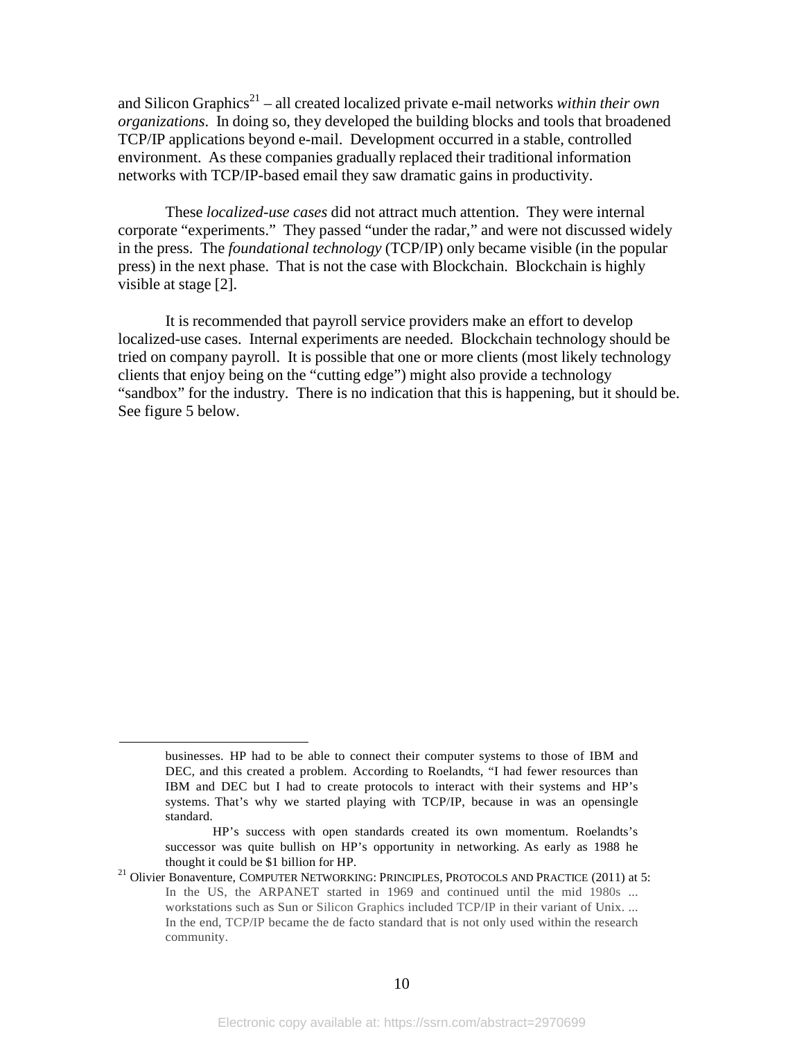and Silicon Graphics[21] – all created localized private e-mail networks *within their own organizations*. In doing so, they developed the building blocks and tools that broadened TCP/IP applications beyond e-mail. Development occurred in a stable, controlled environment. As these companies gradually replaced their traditional information networks with TCP/IP-based email they saw dramatic gains in productivity.

These *localized-use cases* did not attract much attention. They were internal corporate "experiments." They passed "under the radar," and were not discussed widely in the press. The *foundational technology* (TCP/IP) only became visible (in the popular press) in the next phase. That is not the case with Blockchain. Blockchain is highly visible at stage [2].

It is recommended that payroll service providers make an effort to develop localized-use cases. Internal experiments are needed. Blockchain technology should be tried on company payroll. It is possible that one or more clients (most likely technology clients that enjoy being on the "cutting edge") might also provide a technology "sandbox" for the industry. There is no indication that this is happening, but it should be. See figure 5 below.

---

> businesses. HP had to be able to connect their computer systems to those of IBM and DEC, and this created a problem. According to Roelandts, "I had fewer resources than IBM and DEC but I had to create protocols to interact with their systems and HP's systems. That's why we started playing with TCP/IP, because in was an opensingle standard.
>
> HP's success with open standards created its own momentum. Roelandts's successor was quite bullish on HP's opportunity in networking. As early as 1988 he thought it could be $1 billion for HP.

[21] Olivier Bonaventure, COMPUTER NETWORKING: PRINCIPLES, PROTOCOLS AND PRACTICE (2011) at 5:

> In the US, the ARPANET started in 1969 and continued until the mid 1980s ... workstations such as Sun or Silicon Graphics included TCP/IP in their variant of Unix. ... In the end, TCP/IP became the de facto standard that is not only used within the research community.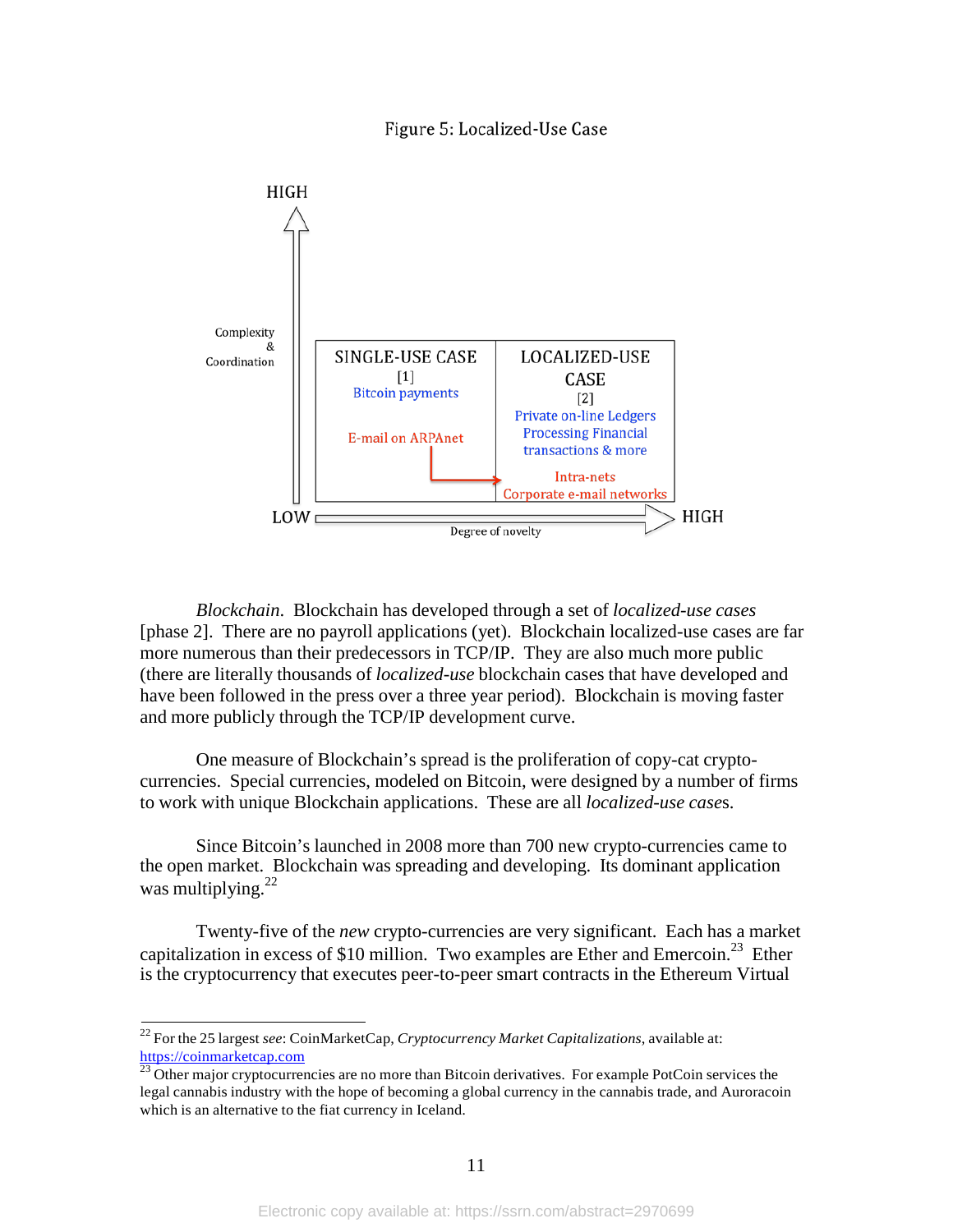Figure 5: Localized-Use Case

HIGH

Complexity & Coordination

| SINGLE-USE CASE [1] | LOCALIZED-USE CASE [2] |
| --- | --- |
| Bitcoin payments | Private on-line Ledgers Processing Financial transactions & more |
| E-mail on ARPAnet | Intra-nets Corporate e-mail networks |

LOW — Degree of novelty — HIGH

*Blockchain*. Blockchain has developed through a set of *localized-use cases* [phase 2]. There are no payroll applications (yet). Blockchain localized-use cases are far more numerous than their predecessors in TCP/IP. They are also much more public (there are literally thousands of *localized-use* blockchain cases that have developed and have been followed in the press over a three year period). Blockchain is moving faster and more publicly through the TCP/IP development curve.

One measure of Blockchain's spread is the proliferation of copy-cat crypto-currencies. Special currencies, modeled on Bitcoin, were designed by a number of firms to work with unique Blockchain applications. These are all *localized-use case*s.

Since Bitcoin's launched in 2008 more than 700 new crypto-currencies came to the open market. Blockchain was spreading and developing. Its dominant application was multiplying.[22]

Twenty-five of the *new* crypto-currencies are very significant. Each has a market capitalization in excess of $10 million. Two examples are Ether and Emercoin.[23] Ether is the cryptocurrency that executes peer-to-peer smart contracts in the Ethereum Virtual

---

[22] For the 25 largest *see*: CoinMarketCap, *Cryptocurrency Market Capitalizations*, available at: https://coinmarketcap.com

[23] Other major cryptocurrencies are no more than Bitcoin derivatives. For example PotCoin services the legal cannabis industry with the hope of becoming a global currency in the cannabis trade, and Auroracoin which is an alternative to the fiat currency in Iceland.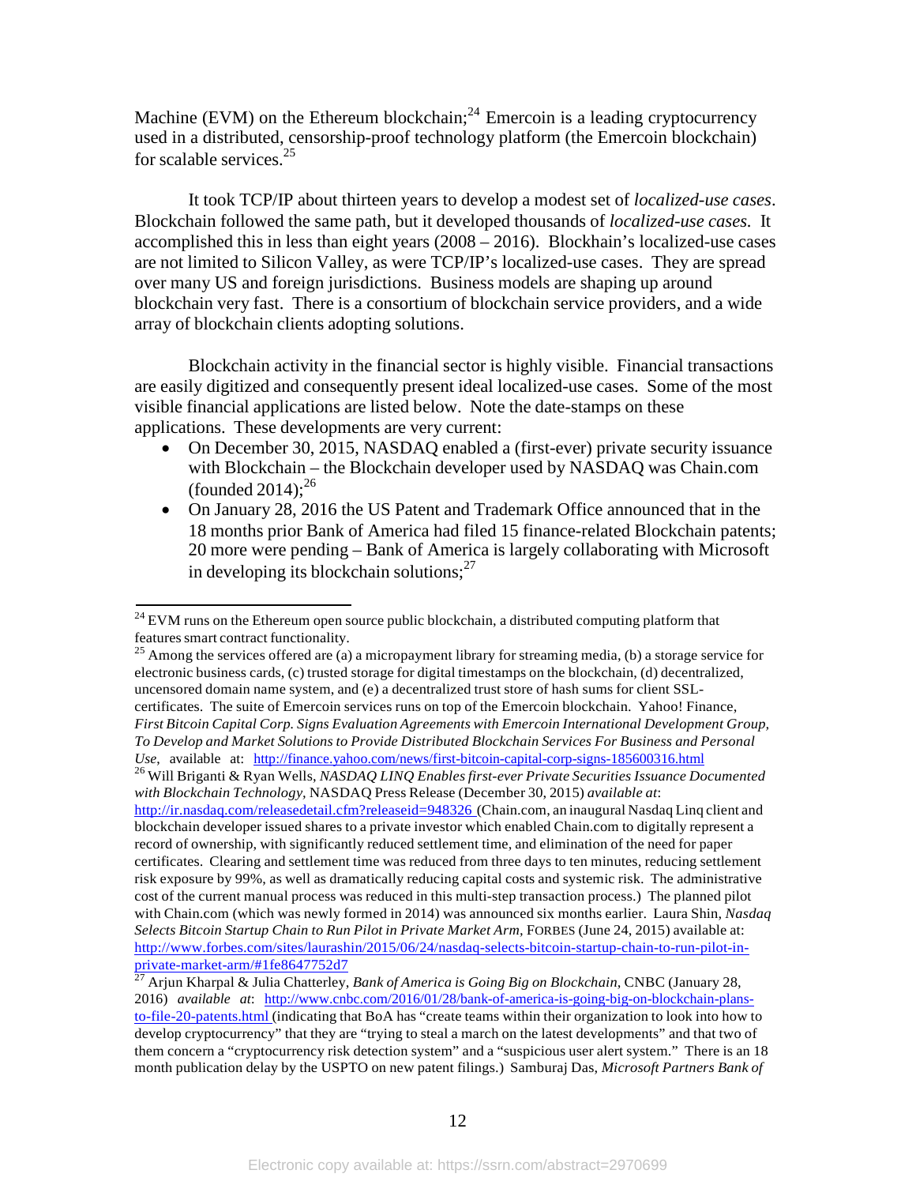Machine (EVM) on the Ethereum blockchain;[24] Emercoin is a leading cryptocurrency used in a distributed, censorship-proof technology platform (the Emercoin blockchain) for scalable services.[25]

It took TCP/IP about thirteen years to develop a modest set of *localized-use cases*. Blockchain followed the same path, but it developed thousands of *localized-use cases.* It accomplished this in less than eight years (2008 – 2016). Blockhain's localized-use cases are not limited to Silicon Valley, as were TCP/IP's localized-use cases. They are spread over many US and foreign jurisdictions. Business models are shaping up around blockchain very fast. There is a consortium of blockchain service providers, and a wide array of blockchain clients adopting solutions.

Blockchain activity in the financial sector is highly visible. Financial transactions are easily digitized and consequently present ideal localized-use cases. Some of the most visible financial applications are listed below. Note the date-stamps on these applications. These developments are very current:

- On December 30, 2015, NASDAQ enabled a (first-ever) private security issuance with Blockchain – the Blockchain developer used by NASDAQ was Chain.com (founded 2014);[26]
- On January 28, 2016 the US Patent and Trademark Office announced that in the 18 months prior Bank of America had filed 15 finance-related Blockchain patents; 20 more were pending – Bank of America is largely collaborating with Microsoft in developing its blockchain solutions;[27]

---

[24] EVM runs on the Ethereum open source public blockchain, a distributed computing platform that features smart contract functionality.

[25] Among the services offered are (a) a micropayment library for streaming media, (b) a storage service for electronic business cards, (c) trusted storage for digital timestamps on the blockchain, (d) decentralized, uncensored domain name system, and (e) a decentralized trust store of hash sums for client SSL-certificates. The suite of Emercoin services runs on top of the Emercoin blockchain. Yahoo! Finance, *First Bitcoin Capital Corp. Signs Evaluation Agreements with Emercoin International Development Group, To Develop and Market Solutions to Provide Distributed Blockchain Services For Business and Personal Use*, available at: http://finance.yahoo.com/news/first-bitcoin-capital-corp-signs-185600316.html

[26] Will Briganti & Ryan Wells, *NASDAQ LINQ Enables first-ever Private Securities Issuance Documented with Blockchain Technology,* NASDAQ Press Release (December 30, 2015) *available at*: http://ir.nasdaq.com/releasedetail.cfm?releaseid=948326 (Chain.com, an inaugural Nasdaq Linq client and blockchain developer issued shares to a private investor which enabled Chain.com to digitally represent a record of ownership, with significantly reduced settlement time, and elimination of the need for paper certificates. Clearing and settlement time was reduced from three days to ten minutes, reducing settlement risk exposure by 99%, as well as dramatically reducing capital costs and systemic risk. The administrative cost of the current manual process was reduced in this multi-step transaction process.) The planned pilot with Chain.com (which was newly formed in 2014) was announced six months earlier. Laura Shin, *Nasdaq Selects Bitcoin Startup Chain to Run Pilot in Private Market Arm*, FORBES (June 24, 2015) available at: http://www.forbes.com/sites/laurashin/2015/06/24/nasdaq-selects-bitcoin-startup-chain-to-run-pilot-in-private-market-arm/#1fe8647752d7

[27] Arjun Kharpal & Julia Chatterley, *Bank of America is Going Big on Blockchain*, CNBC (January 28, 2016) *available at*: http://www.cnbc.com/2016/01/28/bank-of-america-is-going-big-on-blockchain-plans-to-file-20-patents.html (indicating that BoA has "create teams within their organization to look into how to develop cryptocurrency" that they are "trying to steal a march on the latest developments" and that two of them concern a "cryptocurrency risk detection system" and a "suspicious user alert system." There is an 18 month publication delay by the USPTO on new patent filings.) Samburaj Das, *Microsoft Partners Bank of*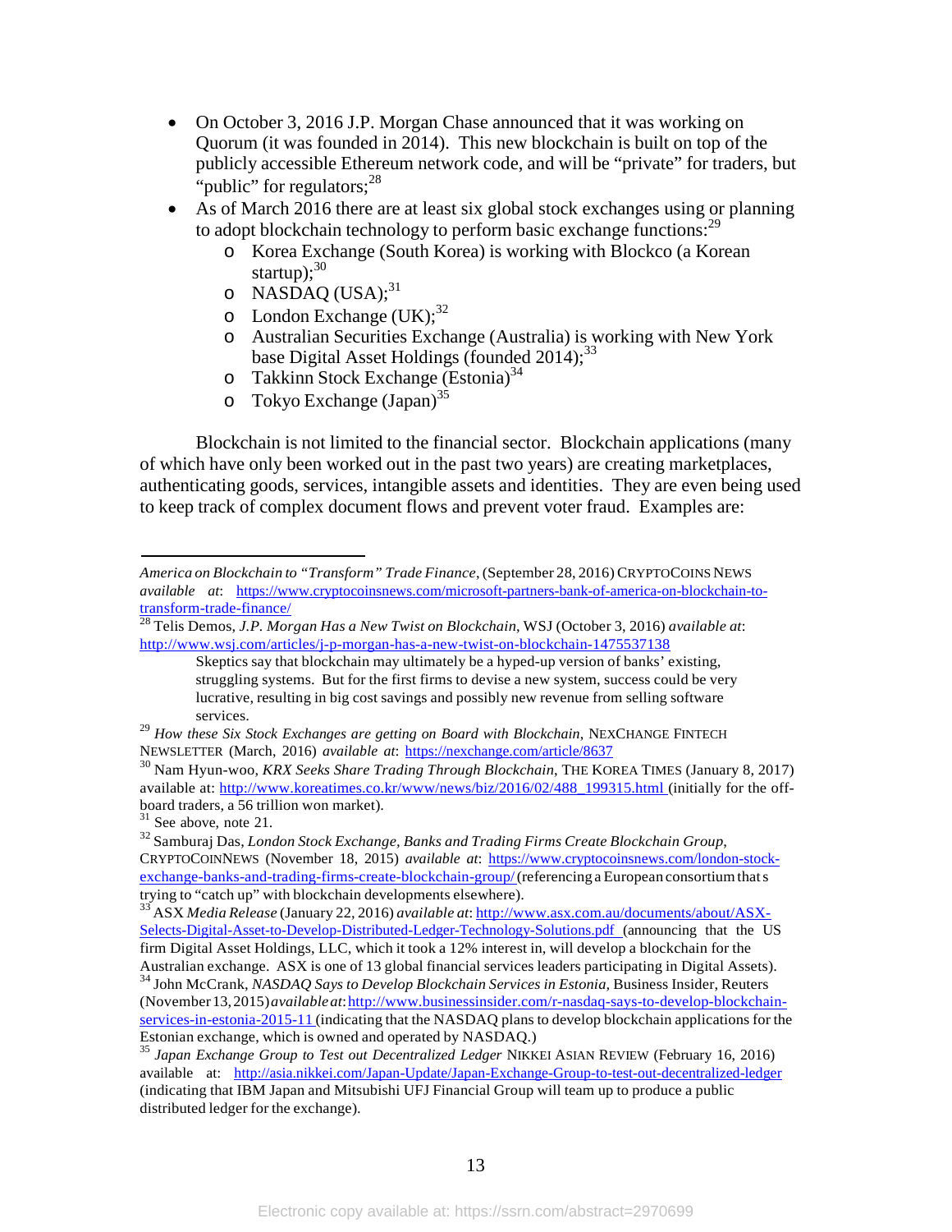- On October 3, 2016 J.P. Morgan Chase announced that it was working on Quorum (it was founded in 2014). This new blockchain is built on top of the publicly accessible Ethereum network code, and will be "private" for traders, but "public" for regulators;[28]
- As of March 2016 there are at least six global stock exchanges using or planning to adopt blockchain technology to perform basic exchange functions:[29]
  - Korea Exchange (South Korea) is working with Blockco (a Korean startup);[30]
  - NASDAQ (USA);[31]
  - London Exchange (UK);[32]
  - Australian Securities Exchange (Australia) is working with New York base Digital Asset Holdings (founded 2014);[33]
  - Takkinn Stock Exchange (Estonia)[34]
  - Tokyo Exchange (Japan)[35]

Blockchain is not limited to the financial sector. Blockchain applications (many of which have only been worked out in the past two years) are creating marketplaces, authenticating goods, services, intangible assets and identities. They are even being used to keep track of complex document flows and prevent voter fraud. Examples are:

---

*America on Blockchain to "Transform" Trade Finance*, (September 28, 2016) CRYPTOCOINS NEWS *available at*: https://www.cryptocoinsnews.com/microsoft-partners-bank-of-america-on-blockchain-to-transform-trade-finance/

[28] Telis Demos, *J.P. Morgan Has a New Twist on Blockchain*, WSJ (October 3, 2016) *available at*: http://www.wsj.com/articles/j-p-morgan-has-a-new-twist-on-blockchain-1475537138

> Skeptics say that blockchain may ultimately be a hyped-up version of banks' existing, struggling systems. But for the first firms to devise a new system, success could be very lucrative, resulting in big cost savings and possibly new revenue from selling software services.

[29] *How these Six Stock Exchanges are getting on Board with Blockchain*, NEXCHANGE FINTECH NEWSLETTER (March, 2016) *available at*: https://nexchange.com/article/8637

[30] Nam Hyun-woo, *KRX Seeks Share Trading Through Blockchain*, THE KOREA TIMES (January 8, 2017) available at: http://www.koreatimes.co.kr/www/news/biz/2016/02/488_199315.html (initially for the off-board traders, a 56 trillion won market).

[31] See above, note 21.

[32] Samburaj Das, *London Stock Exchange, Banks and Trading Firms Create Blockchain Group*, CRYPTOCOINNEWS (November 18, 2015) *available at*: https://www.cryptocoinsnews.com/london-stock-exchange-banks-and-trading-firms-create-blockchain-group/ (referencing a European consortium that s trying to "catch up" with blockchain developments elsewhere).

[33] ASX *Media Release* (January 22, 2016) *available at*: http://www.asx.com.au/documents/about/ASX-Selects-Digital-Asset-to-Develop-Distributed-Ledger-Technology-Solutions.pdf (announcing that the US firm Digital Asset Holdings, LLC, which it took a 12% interest in, will develop a blockchain for the Australian exchange. ASX is one of 13 global financial services leaders participating in Digital Assets).

[34] John McCrank, *NASDAQ Says to Develop Blockchain Services in Estonia*, Business Insider, Reuters (November 13, 2015) *available at*: http://www.businessinsider.com/r-nasdaq-says-to-develop-blockchain-services-in-estonia-2015-11 (indicating that the NASDAQ plans to develop blockchain applications for the Estonian exchange, which is owned and operated by NASDAQ.)

[35] *Japan Exchange Group to Test out Decentralized Ledger* NIKKEI ASIAN REVIEW (February 16, 2016) available at: http://asia.nikkei.com/Japan-Update/Japan-Exchange-Group-to-test-out-decentralized-ledger (indicating that IBM Japan and Mitsubishi UFJ Financial Group will team up to produce a public distributed ledger for the exchange).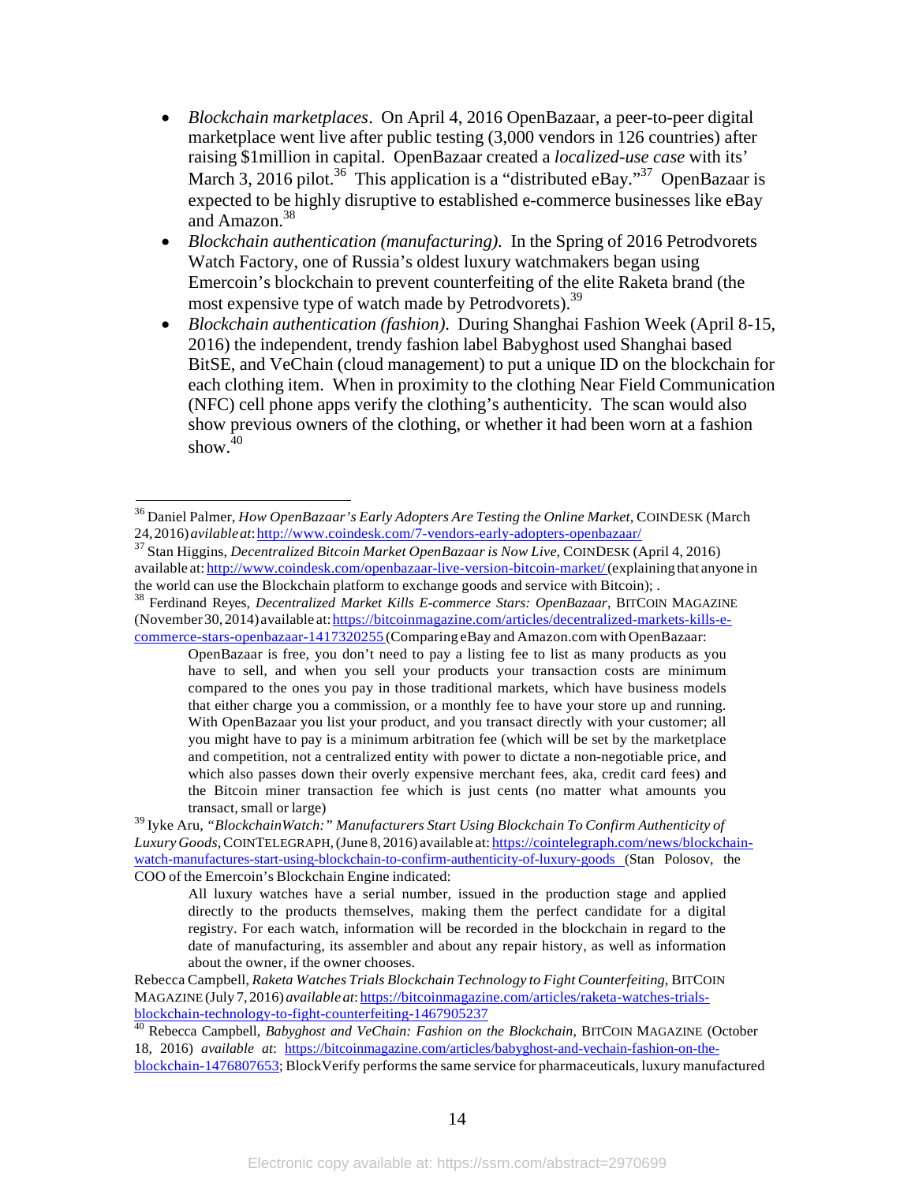- *Blockchain marketplaces*. On April 4, 2016 OpenBazaar, a peer-to-peer digital marketplace went live after public testing (3,000 vendors in 126 countries) after raising $1million in capital. OpenBazaar created a *localized-use case* with its' March 3, 2016 pilot.[36] This application is a "distributed eBay."[37] OpenBazaar is expected to be highly disruptive to established e-commerce businesses like eBay and Amazon.[38]
- *Blockchain authentication (manufacturing).* In the Spring of 2016 Petrodvorets Watch Factory, one of Russia's oldest luxury watchmakers began using Emercoin's blockchain to prevent counterfeiting of the elite Raketa brand (the most expensive type of watch made by Petrodvorets).[39]
- *Blockchain authentication (fashion).* During Shanghai Fashion Week (April 8-15, 2016) the independent, trendy fashion label Babyghost used Shanghai based BitSE, and VeChain (cloud management) to put a unique ID on the blockchain for each clothing item. When in proximity to the clothing Near Field Communication (NFC) cell phone apps verify the clothing's authenticity. The scan would also show previous owners of the clothing, or whether it had been worn at a fashion show.[40]

---

[36] Daniel Palmer, *How OpenBazaar's Early Adopters Are Testing the Online Market*, COINDESK (March 24, 2016) *avilable at*: http://www.coindesk.com/7-vendors-early-adopters-openbazaar/

[37] Stan Higgins, *Decentralized Bitcoin Market OpenBazaar is Now Live,* COINDESK (April 4, 2016) available at: http://www.coindesk.com/openbazaar-live-version-bitcoin-market/ (explaining that anyone in the world can use the Blockchain platform to exchange goods and service with Bitcoin); .

[38] Ferdinand Reyes, *Decentralized Market Kills E-commerce Stars: OpenBazaar*, BITCOIN MAGAZINE (November 30, 2014) available at: https://bitcoinmagazine.com/articles/decentralized-markets-kills-e-commerce-stars-openbazaar-1417320255 (Comparing eBay and Amazon.com with OpenBazaar:

> OpenBazaar is free, you don't need to pay a listing fee to list as many products as you have to sell, and when you sell your products your transaction costs are minimum compared to the ones you pay in those traditional markets, which have business models that either charge you a commission, or a monthly fee to have your store up and running. With OpenBazaar you list your product, and you transact directly with your customer; all you might have to pay is a minimum arbitration fee (which will be set by the marketplace and competition, not a centralized entity with power to dictate a non-negotiable price, and which also passes down their overly expensive merchant fees, aka, credit card fees) and the Bitcoin miner transaction fee which is just cents (no matter what amounts you transact, small or large)

[39] Iyke Aru, *"BlockchainWatch:" Manufacturers Start Using Blockchain To Confirm Authenticity of Luxury Goods*, COINTELEGRAPH, (June 8, 2016) available at: https://cointelegraph.com/news/blockchain-watch-manufactures-start-using-blockchain-to-confirm-authenticity-of-luxury-goods (Stan Polosov, the COO of the Emercoin's Blockchain Engine indicated:

> All luxury watches have a serial number, issued in the production stage and applied directly to the products themselves, making them the perfect candidate for a digital registry. For each watch, information will be recorded in the blockchain in regard to the date of manufacturing, its assembler and about any repair history, as well as information about the owner, if the owner chooses.

Rebecca Campbell, *Raketa Watches Trials Blockchain Technology to Fight Counterfeiting*, BITCOIN MAGAZINE (July 7, 2016) *available at*: https://bitcoinmagazine.com/articles/raketa-watches-trials-blockchain-technology-to-fight-counterfeiting-1467905237

[40] Rebecca Campbell, *Babyghost and VeChain: Fashion on the Blockchain*, BITCOIN MAGAZINE (October 18, 2016) *available at*: https://bitcoinmagazine.com/articles/babyghost-and-vechain-fashion-on-the-blockchain-1476807653; BlockVerify performs the same service for pharmaceuticals, luxury manufactured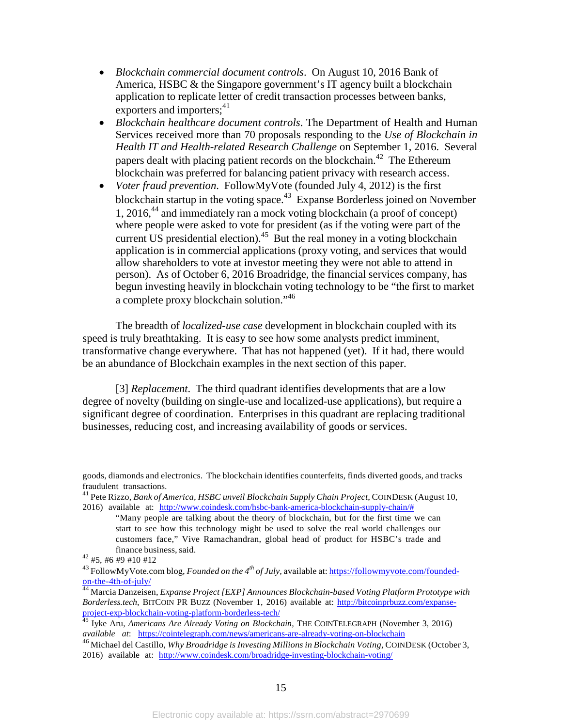- *Blockchain commercial document controls*. On August 10, 2016 Bank of America, HSBC & the Singapore government's IT agency built a blockchain application to replicate letter of credit transaction processes between banks, exporters and importers;[41]
- *Blockchain healthcare document controls*. The Department of Health and Human Services received more than 70 proposals responding to the *Use of Blockchain in Health IT and Health-related Research Challenge* on September 1, 2016. Several papers dealt with placing patient records on the blockchain.[42] The Ethereum blockchain was preferred for balancing patient privacy with research access.
- *Voter fraud prevention*. FollowMyVote (founded July 4, 2012) is the first blockchain startup in the voting space.[43] Expanse Borderless joined on November 1, 2016,[44] and immediately ran a mock voting blockchain (a proof of concept) where people were asked to vote for president (as if the voting were part of the current US presidential election).[45] But the real money in a voting blockchain application is in commercial applications (proxy voting, and services that would allow shareholders to vote at investor meeting they were not able to attend in person). As of October 6, 2016 Broadridge, the financial services company, has begun investing heavily in blockchain voting technology to be "the first to market a complete proxy blockchain solution."[46]

The breadth of *localized-use case* development in blockchain coupled with its speed is truly breathtaking. It is easy to see how some analysts predict imminent, transformative change everywhere. That has not happened (yet). If it had, there would be an abundance of Blockchain examples in the next section of this paper.

[3] *Replacement*. The third quadrant identifies developments that are a low degree of novelty (building on single-use and localized-use applications), but require a significant degree of coordination. Enterprises in this quadrant are replacing traditional businesses, reducing cost, and increasing availability of goods or services.

---

goods, diamonds and electronics. The blockchain identifies counterfeits, finds diverted goods, and tracks fraudulent transactions.

[41] Pete Rizzo, *Bank of America, HSBC unveil Blockchain Supply Chain Project*, COINDESK (August 10, 2016) available at: http://www.coindesk.com/hsbc-bank-america-blockchain-supply-chain/#

> "Many people are talking about the theory of blockchain, but for the first time we can start to see how this technology might be used to solve the real world challenges our customers face," Vive Ramachandran, global head of product for HSBC's trade and finance business, said.

[42] #5, #6 #9 #10 #12

[43] FollowMyVote.com blog, *Founded on the 4th of July*, available at: https://followmyvote.com/founded-on-the-4th-of-july/

[44] Marcia Danzeisen, *Expanse Project [EXP] Announces Blockchain-based Voting Platform Prototype with Borderless.tech*, BITCOIN PR BUZZ (November 1, 2016) available at: http://bitcoinprbuzz.com/expanse-project-exp-blockchain-voting-platform-borderless-tech/

[45] Iyke Aru, *Americans Are Already Voting on Blockchain,* THE COINTELEGRAPH (November 3, 2016) *available at*: https://cointelegraph.com/news/americans-are-already-voting-on-blockchain

[46] Michael del Castillo, *Why Broadridge is Investing Millions in Blockchain Voting*, COINDESK (October 3, 2016) available at: http://www.coindesk.com/broadridge-investing-blockchain-voting/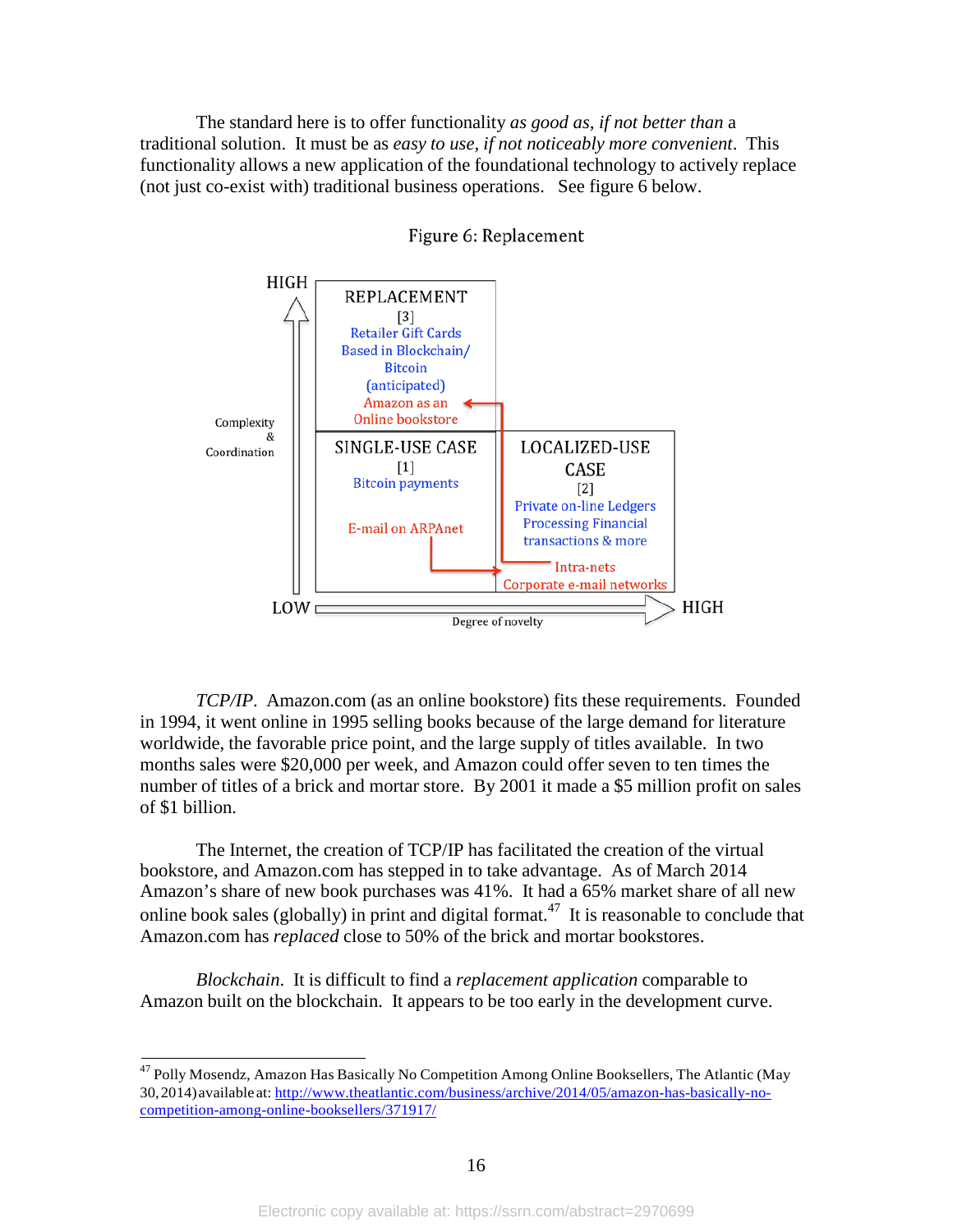The standard here is to offer functionality *as good as, if not better than* a traditional solution. It must be as *easy to use, if not noticeably more convenient*. This functionality allows a new application of the foundational technology to actively replace (not just co-exist with) traditional business operations. See figure 6 below.

Figure 6: Replacement

HIGH

REPLACEMENT
[3]
Retailer Gift Cards Based in Blockchain/ Bitcoin (anticipated)
Amazon as an Online bookstore

Complexity & Coordination

SINGLE-USE CASE
[1]
Bitcoin payments
E-mail on ARPAnet

LOCALIZED-USE CASE
[2]
Private on-line Ledgers Processing Financial transactions & more
Intra-nets
Corporate e-mail networks

LOW — Degree of novelty — HIGH

*TCP/IP*. Amazon.com (as an online bookstore) fits these requirements. Founded in 1994, it went online in 1995 selling books because of the large demand for literature worldwide, the favorable price point, and the large supply of titles available. In two months sales were $20,000 per week, and Amazon could offer seven to ten times the number of titles of a brick and mortar store. By 2001 it made a $5 million profit on sales of $1 billion.

The Internet, the creation of TCP/IP has facilitated the creation of the virtual bookstore, and Amazon.com has stepped in to take advantage. As of March 2014 Amazon's share of new book purchases was 41%. It had a 65% market share of all new online book sales (globally) in print and digital format.[47] It is reasonable to conclude that Amazon.com has *replaced* close to 50% of the brick and mortar bookstores.

*Blockchain*. It is difficult to find a *replacement application* comparable to Amazon built on the blockchain. It appears to be too early in the development curve.

---

[47] Polly Mosendz, Amazon Has Basically No Competition Among Online Booksellers, The Atlantic (May 30, 2014) available at: http://www.theatlantic.com/business/archive/2014/05/amazon-has-basically-no-competition-among-online-booksellers/371917/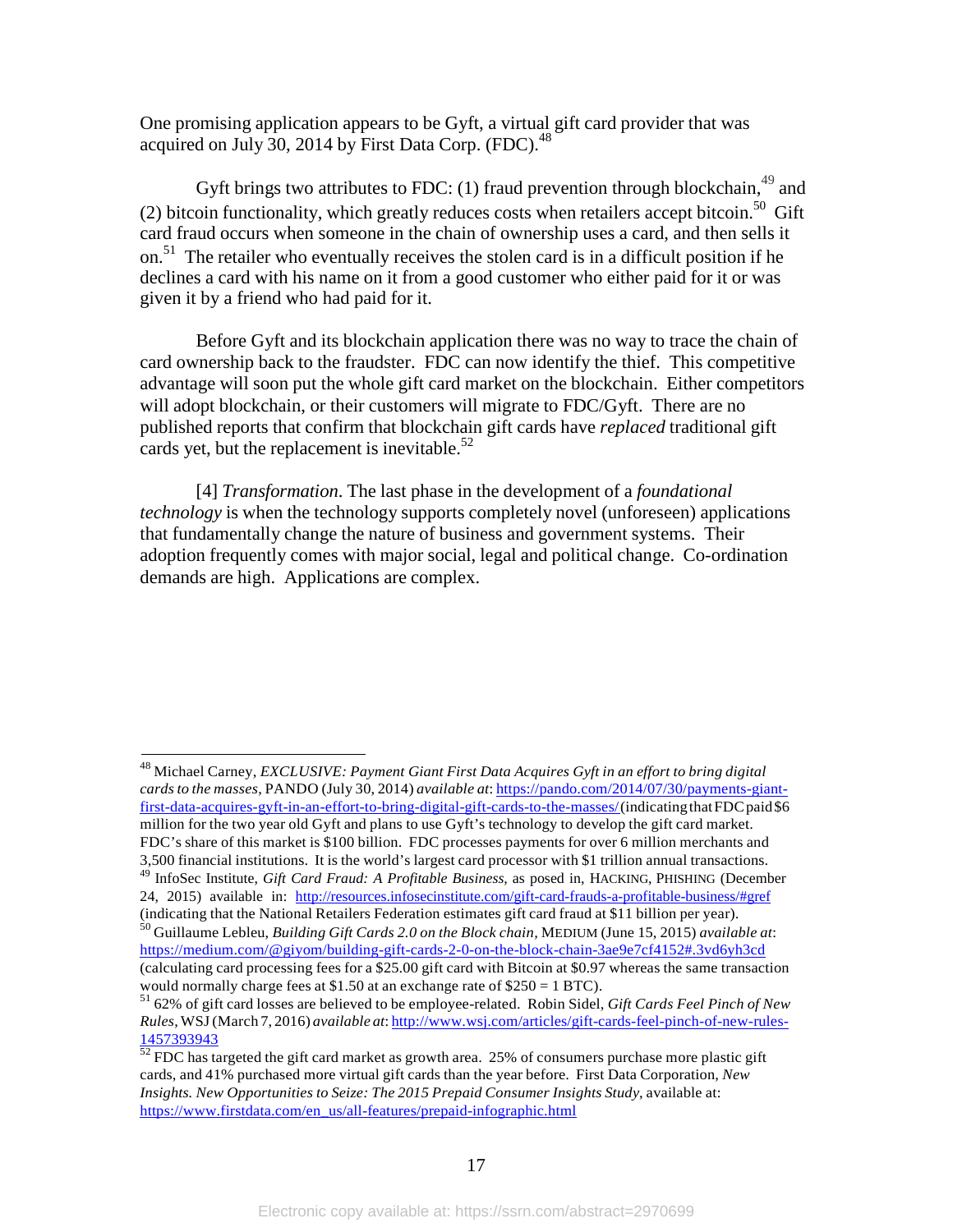One promising application appears to be Gyft, a virtual gift card provider that was acquired on July 30, 2014 by First Data Corp. (FDC).[48]

Gyft brings two attributes to FDC: (1) fraud prevention through blockchain,[49] and (2) bitcoin functionality, which greatly reduces costs when retailers accept bitcoin.[50] Gift card fraud occurs when someone in the chain of ownership uses a card, and then sells it on.[51] The retailer who eventually receives the stolen card is in a difficult position if he declines a card with his name on it from a good customer who either paid for it or was given it by a friend who had paid for it.

Before Gyft and its blockchain application there was no way to trace the chain of card ownership back to the fraudster. FDC can now identify the thief. This competitive advantage will soon put the whole gift card market on the blockchain. Either competitors will adopt blockchain, or their customers will migrate to FDC/Gyft. There are no published reports that confirm that blockchain gift cards have *replaced* traditional gift cards yet, but the replacement is inevitable.[52]

[4] *Transformation*. The last phase in the development of a *foundational technology* is when the technology supports completely novel (unforeseen) applications that fundamentally change the nature of business and government systems. Their adoption frequently comes with major social, legal and political change. Co-ordination demands are high. Applications are complex.

---

[48] Michael Carney, *EXCLUSIVE: Payment Giant First Data Acquires Gyft in an effort to bring digital cards to the masses*, PANDO (July 30, 2014) *available at*: https://pando.com/2014/07/30/payments-giant-first-data-acquires-gyft-in-an-effort-to-bring-digital-gift-cards-to-the-masses/ (indicating that FDC paid $6 million for the two year old Gyft and plans to use Gyft's technology to develop the gift card market. FDC's share of this market is $100 billion. FDC processes payments for over 6 million merchants and 3,500 financial institutions. It is the world's largest card processor with $1 trillion annual transactions.

[49] InfoSec Institute, *Gift Card Fraud: A Profitable Business,* as posed in, HACKING, PHISHING (December 24, 2015) available in: http://resources.infosecinstitute.com/gift-card-frauds-a-profitable-business/#gref (indicating that the National Retailers Federation estimates gift card fraud at $11 billion per year).

[50] Guillaume Lebleu, *Building Gift Cards 2.0 on the Block chain*, MEDIUM (June 15, 2015) *available at*: https://medium.com/@giyom/building-gift-cards-2-0-on-the-block-chain-3ae9e7cf4152#.3vd6yh3cd (calculating card processing fees for a $25.00 gift card with Bitcoin at $0.97 whereas the same transaction would normally charge fees at $1.50 at an exchange rate of $250 = 1 BTC).

[51] 62% of gift card losses are believed to be employee-related. Robin Sidel, *Gift Cards Feel Pinch of New Rules*, WSJ (March 7, 2016) *available at*: http://www.wsj.com/articles/gift-cards-feel-pinch-of-new-rules-1457393943

[52] FDC has targeted the gift card market as growth area. 25% of consumers purchase more plastic gift cards, and 41% purchased more virtual gift cards than the year before. First Data Corporation, *New Insights. New Opportunities to Seize: The 2015 Prepaid Consumer Insights Study*, available at: https://www.firstdata.com/en_us/all-features/prepaid-infographic.html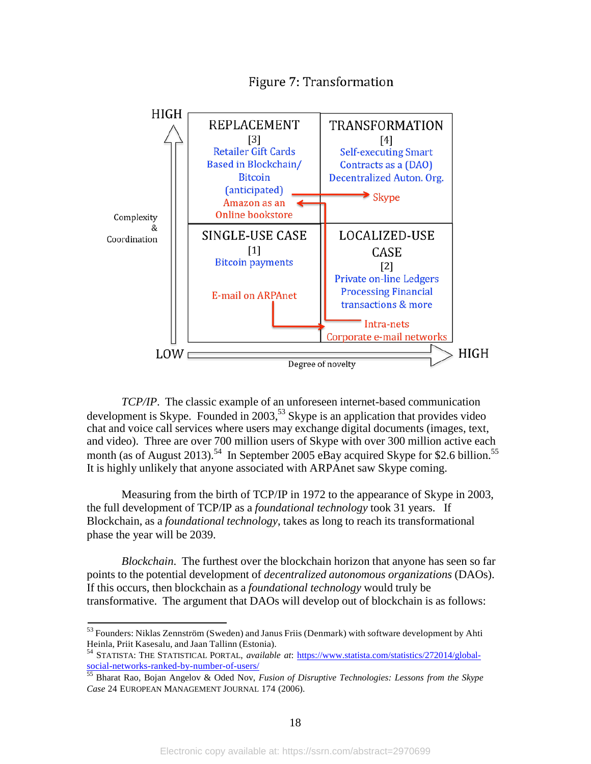Figure 7: Transformation

| Complexity & Coordination / Degree of novelty | LOW | HIGH |
|---|---|---|
| HIGH | REPLACEMENT [3] Retailer Gift Cards Based in Blockchain/ Bitcoin (anticipated) Amazon as an Online bookstore | TRANSFORMATION [4] Self-executing Smart Contracts as a (DAO) Decentralized Auton. Org. Skype |
| LOW | SINGLE-USE CASE [1] Bitcoin payments E-mail on ARPAnet | LOCALIZED-USE CASE [2] Private on-line Ledgers Processing Financial transactions & more Intra-nets Corporate e-mail networks |

*TCP/IP*. The classic example of an unforeseen internet-based communication development is Skype. Founded in 2003,[53] Skype is an application that provides video chat and voice call services where users may exchange digital documents (images, text, and video). Three are over 700 million users of Skype with over 300 million active each month (as of August 2013).[54] In September 2005 eBay acquired Skype for $2.6 billion.[55] It is highly unlikely that anyone associated with ARPAnet saw Skype coming.

Measuring from the birth of TCP/IP in 1972 to the appearance of Skype in 2003, the full development of TCP/IP as a *foundational technology* took 31 years. If Blockchain, as a *foundational technology*, takes as long to reach its transformational phase the year will be 2039.

*Blockchain*. The furthest over the blockchain horizon that anyone has seen so far points to the potential development of *decentralized autonomous organizations* (DAOs). If this occurs, then blockchain as a *foundational technology* would truly be transformative. The argument that DAOs will develop out of blockchain is as follows:

---

[53] Founders: Niklas Zennström (Sweden) and Janus Friis (Denmark) with software development by Ahti Heinla, Priit Kasesalu, and Jaan Tallinn (Estonia).

[54] STATISTA: THE STATISTICAL PORTAL, *available at*: https://www.statista.com/statistics/272014/global-social-networks-ranked-by-number-of-users/

[55] Bharat Rao, Bojan Angelov & Oded Nov, *Fusion of Disruptive Technologies: Lessons from the Skype Case* 24 EUROPEAN MANAGEMENT JOURNAL 174 (2006).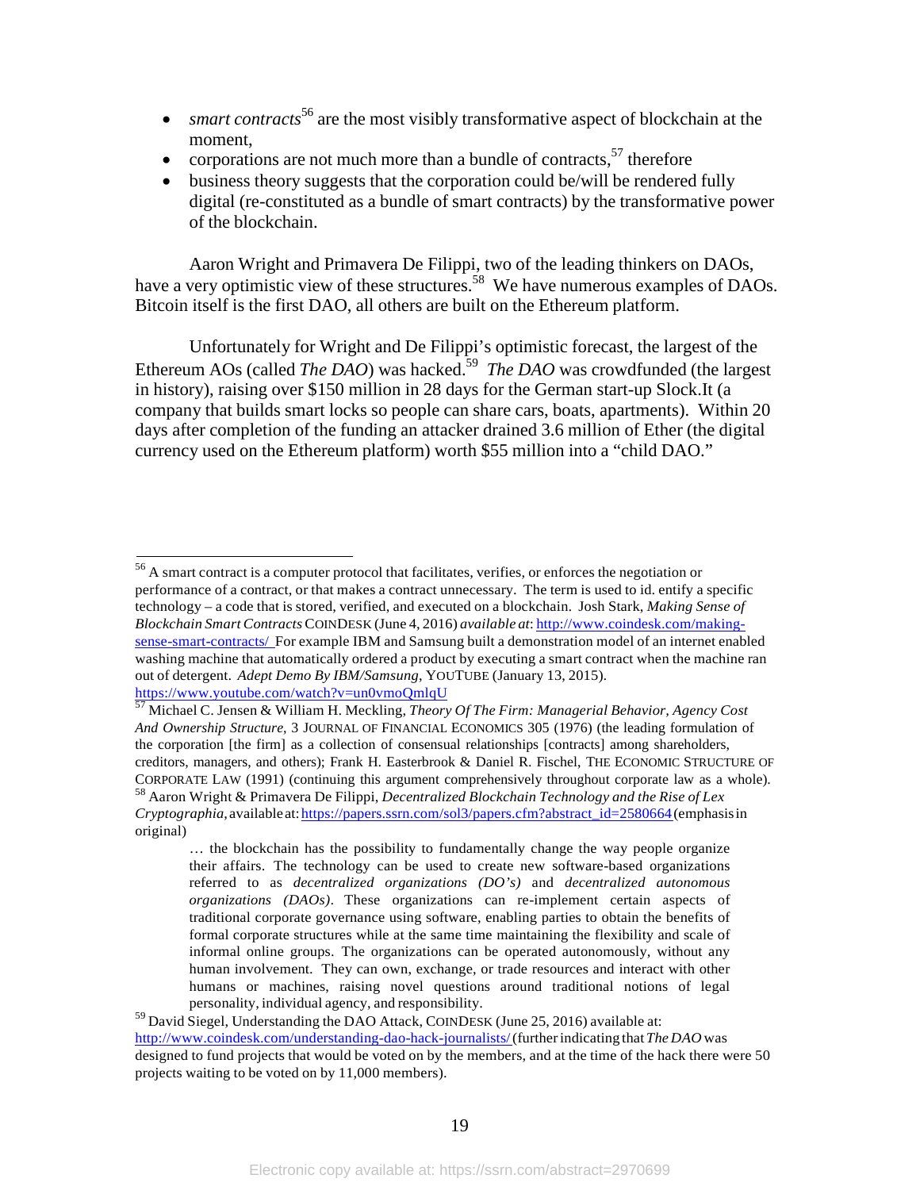- *smart contracts*[56] are the most visibly transformative aspect of blockchain at the moment,
- corporations are not much more than a bundle of contracts,[57] therefore
- business theory suggests that the corporation could be/will be rendered fully digital (re-constituted as a bundle of smart contracts) by the transformative power of the blockchain.

Aaron Wright and Primavera De Filippi, two of the leading thinkers on DAOs, have a very optimistic view of these structures.[58] We have numerous examples of DAOs. Bitcoin itself is the first DAO, all others are built on the Ethereum platform.

Unfortunately for Wright and De Filippi's optimistic forecast, the largest of the Ethereum AOs (called *The DAO*) was hacked.[59] *The DAO* was crowdfunded (the largest in history), raising over $150 million in 28 days for the German start-up Slock.It (a company that builds smart locks so people can share cars, boats, apartments). Within 20 days after completion of the funding an attacker drained 3.6 million of Ether (the digital currency used on the Ethereum platform) worth $55 million into a "child DAO."

---

[56] A smart contract is a computer protocol that facilitates, verifies, or enforces the negotiation or performance of a contract, or that makes a contract unnecessary. The term is used to id. entify a specific technology – a code that is stored, verified, and executed on a blockchain. Josh Stark, *Making Sense of Blockchain Smart Contracts* COINDESK (June 4, 2016) *available at*: http://www.coindesk.com/making-sense-smart-contracts/ For example IBM and Samsung built a demonstration model of an internet enabled washing machine that automatically ordered a product by executing a smart contract when the machine ran out of detergent. *Adept Demo By IBM/Samsung*, YOUTUBE (January 13, 2015). https://www.youtube.com/watch?v=un0vmoQmlqU

[57] Michael C. Jensen & William H. Meckling, *Theory Of The Firm: Managerial Behavior, Agency Cost And Ownership Structure,* 3 JOURNAL OF FINANCIAL ECONOMICS 305 (1976) (the leading formulation of the corporation [the firm] as a collection of consensual relationships [contracts] among shareholders, creditors, managers, and others); Frank H. Easterbrook & Daniel R. Fischel, THE ECONOMIC STRUCTURE OF CORPORATE LAW (1991) (continuing this argument comprehensively throughout corporate law as a whole).

[58] Aaron Wright & Primavera De Filippi, *Decentralized Blockchain Technology and the Rise of Lex Cryptographia*, available at: https://papers.ssrn.com/sol3/papers.cfm?abstract_id=2580664 (emphasis in original)

> … the blockchain has the possibility to fundamentally change the way people organize their affairs. The technology can be used to create new software-based organizations referred to as *decentralized organizations (DO's)* and *decentralized autonomous organizations (DAOs)*. These organizations can re-implement certain aspects of traditional corporate governance using software, enabling parties to obtain the benefits of formal corporate structures while at the same time maintaining the flexibility and scale of informal online groups. The organizations can be operated autonomously, without any human involvement. They can own, exchange, or trade resources and interact with other humans or machines, raising novel questions around traditional notions of legal personality, individual agency, and responsibility.

[59] David Siegel, Understanding the DAO Attack, COINDESK (June 25, 2016) available at: http://www.coindesk.com/understanding-dao-hack-journalists/ (further indicating that *The DAO* was designed to fund projects that would be voted on by the members, and at the time of the hack there were 50 projects waiting to be voted on by 11,000 members).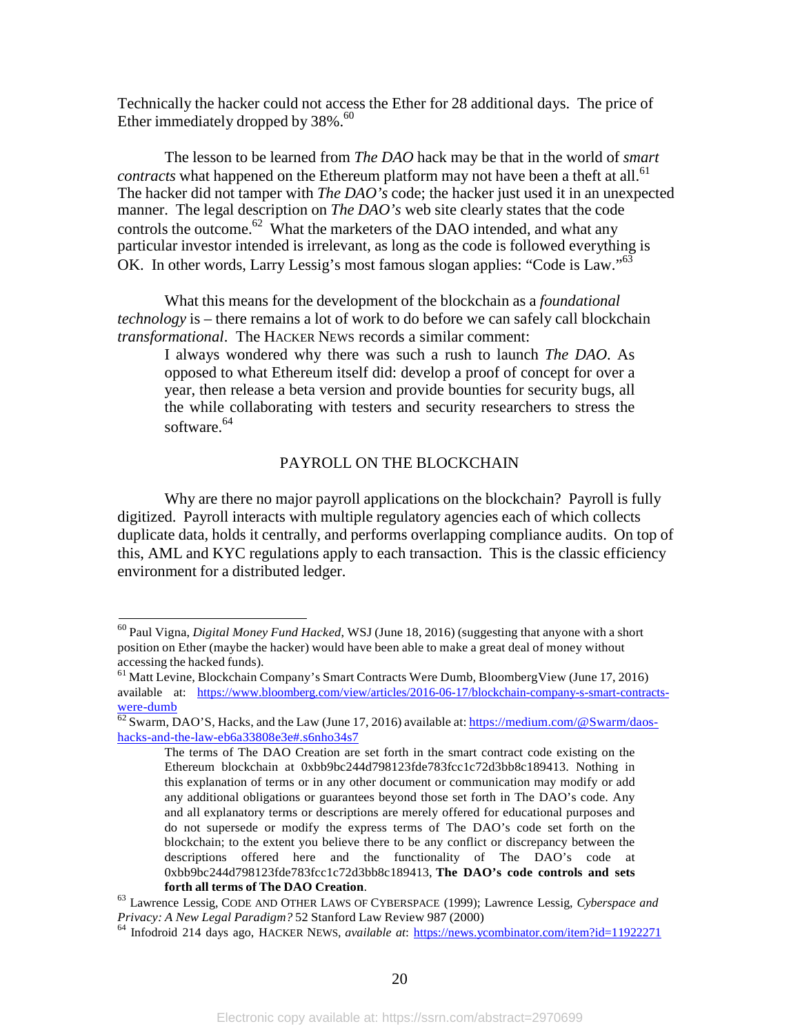Technically the hacker could not access the Ether for 28 additional days. The price of Ether immediately dropped by 38%.[60]

The lesson to be learned from *The DAO* hack may be that in the world of *smart contracts* what happened on the Ethereum platform may not have been a theft at all.[61] The hacker did not tamper with *The DAO's* code; the hacker just used it in an unexpected manner. The legal description on *The DAO's* web site clearly states that the code controls the outcome.[62] What the marketers of the DAO intended, and what any particular investor intended is irrelevant, as long as the code is followed everything is OK. In other words, Larry Lessig's most famous slogan applies: "Code is Law."[63]

What this means for the development of the blockchain as a *foundational technology* is – there remains a lot of work to do before we can safely call blockchain *transformational*. The HACKER NEWS records a similar comment:

> I always wondered why there was such a rush to launch *The DAO*. As opposed to what Ethereum itself did: develop a proof of concept for over a year, then release a beta version and provide bounties for security bugs, all the while collaborating with testers and security researchers to stress the software.[64]

## PAYROLL ON THE BLOCKCHAIN

Why are there no major payroll applications on the blockchain? Payroll is fully digitized. Payroll interacts with multiple regulatory agencies each of which collects duplicate data, holds it centrally, and performs overlapping compliance audits. On top of this, AML and KYC regulations apply to each transaction. This is the classic efficiency environment for a distributed ledger.

---

[60] Paul Vigna, *Digital Money Fund Hacked*, WSJ (June 18, 2016) (suggesting that anyone with a short position on Ether (maybe the hacker) would have been able to make a great deal of money without accessing the hacked funds).

[61] Matt Levine, Blockchain Company's Smart Contracts Were Dumb, BloombergView (June 17, 2016) available at: https://www.bloomberg.com/view/articles/2016-06-17/blockchain-company-s-smart-contracts-were-dumb

[62] Swarm, DAO'S, Hacks, and the Law (June 17, 2016) available at: https://medium.com/@Swarm/daos-hacks-and-the-law-eb6a33808e3e#.s6nho34s7

> The terms of The DAO Creation are set forth in the smart contract code existing on the Ethereum blockchain at 0xbb9bc244d798123fde783fcc1c72d3bb8c189413. Nothing in this explanation of terms or in any other document or communication may modify or add any additional obligations or guarantees beyond those set forth in The DAO's code. Any and all explanatory terms or descriptions are merely offered for educational purposes and do not supersede or modify the express terms of The DAO's code set forth on the blockchain; to the extent you believe there to be any conflict or discrepancy between the descriptions offered here and the functionality of The DAO's code at 0xbb9bc244d798123fde783fcc1c72d3bb8c189413, **The DAO's code controls and sets forth all terms of The DAO Creation**.

[63] Lawrence Lessig, CODE AND OTHER LAWS OF CYBERSPACE (1999); Lawrence Lessig, *Cyberspace and Privacy: A New Legal Paradigm?* 52 Stanford Law Review 987 (2000)

[64] Infodroid 214 days ago, HACKER NEWS, *available at*: https://news.ycombinator.com/item?id=11922271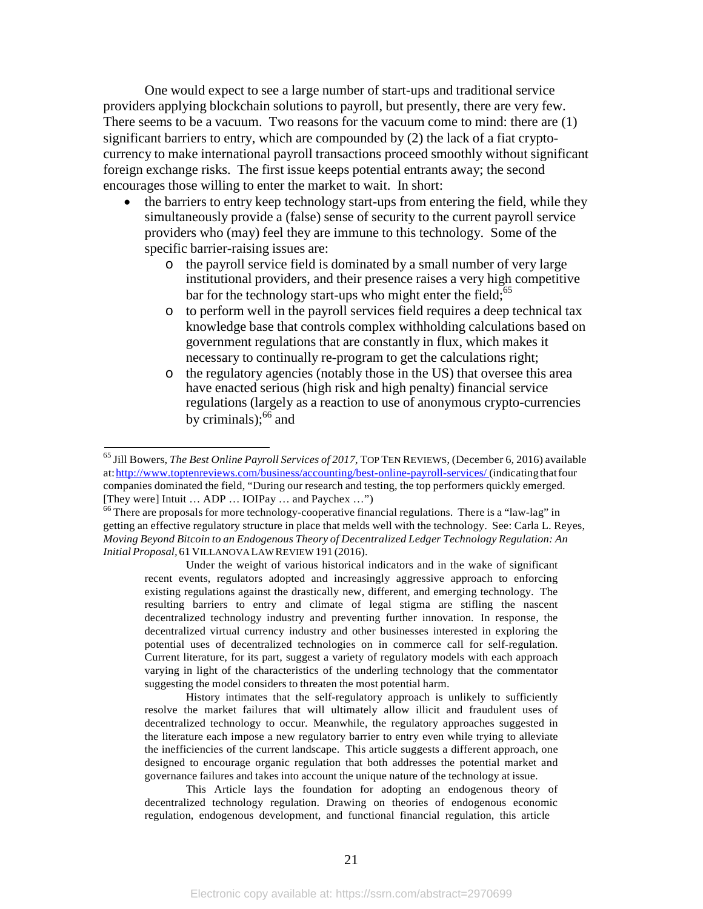One would expect to see a large number of start-ups and traditional service providers applying blockchain solutions to payroll, but presently, there are very few. There seems to be a vacuum. Two reasons for the vacuum come to mind: there are (1) significant barriers to entry, which are compounded by (2) the lack of a fiat crypto-currency to make international payroll transactions proceed smoothly without significant foreign exchange risks. The first issue keeps potential entrants away; the second encourages those willing to enter the market to wait. In short:

- the barriers to entry keep technology start-ups from entering the field, while they simultaneously provide a (false) sense of security to the current payroll service providers who (may) feel they are immune to this technology. Some of the specific barrier-raising issues are:
  - the payroll service field is dominated by a small number of very large institutional providers, and their presence raises a very high competitive bar for the technology start-ups who might enter the field;[65]
  - to perform well in the payroll services field requires a deep technical tax knowledge base that controls complex withholding calculations based on government regulations that are constantly in flux, which makes it necessary to continually re-program to get the calculations right;
  - the regulatory agencies (notably those in the US) that oversee this area have enacted serious (high risk and high penalty) financial service regulations (largely as a reaction to use of anonymous crypto-currencies by criminals);[66] and

---

[65] Jill Bowers, *The Best Online Payroll Services of 2017*, TOP TEN REVIEWS, (December 6, 2016) available at: http://www.toptenreviews.com/business/accounting/best-online-payroll-services/ (indicating that four companies dominated the field, "During our research and testing, the top performers quickly emerged. [They were] Intuit … ADP … IOIPay … and Paychex …")

[66] There are proposals for more technology-cooperative financial regulations. There is a "law-lag" in getting an effective regulatory structure in place that melds well with the technology. See: Carla L. Reyes, *Moving Beyond Bitcoin to an Endogenous Theory of Decentralized Ledger Technology Regulation: An Initial Proposal*, 61 VILLANOVA LAW REVIEW 191 (2016).

> Under the weight of various historical indicators and in the wake of significant recent events, regulators adopted and increasingly aggressive approach to enforcing existing regulations against the drastically new, different, and emerging technology. The resulting barriers to entry and climate of legal stigma are stifling the nascent decentralized technology industry and preventing further innovation. In response, the decentralized virtual currency industry and other businesses interested in exploring the potential uses of decentralized technologies on in commerce call for self-regulation. Current literature, for its part, suggest a variety of regulatory models with each approach varying in light of the characteristics of the underling technology that the commentator suggesting the model considers to threaten the most potential harm.
>
> History intimates that the self-regulatory approach is unlikely to sufficiently resolve the market failures that will ultimately allow illicit and fraudulent uses of decentralized technology to occur. Meanwhile, the regulatory approaches suggested in the literature each impose a new regulatory barrier to entry even while trying to alleviate the inefficiencies of the current landscape. This article suggests a different approach, one designed to encourage organic regulation that both addresses the potential market and governance failures and takes into account the unique nature of the technology at issue.
>
> This Article lays the foundation for adopting an endogenous theory of decentralized technology regulation. Drawing on theories of endogenous economic regulation, endogenous development, and functional financial regulation, this article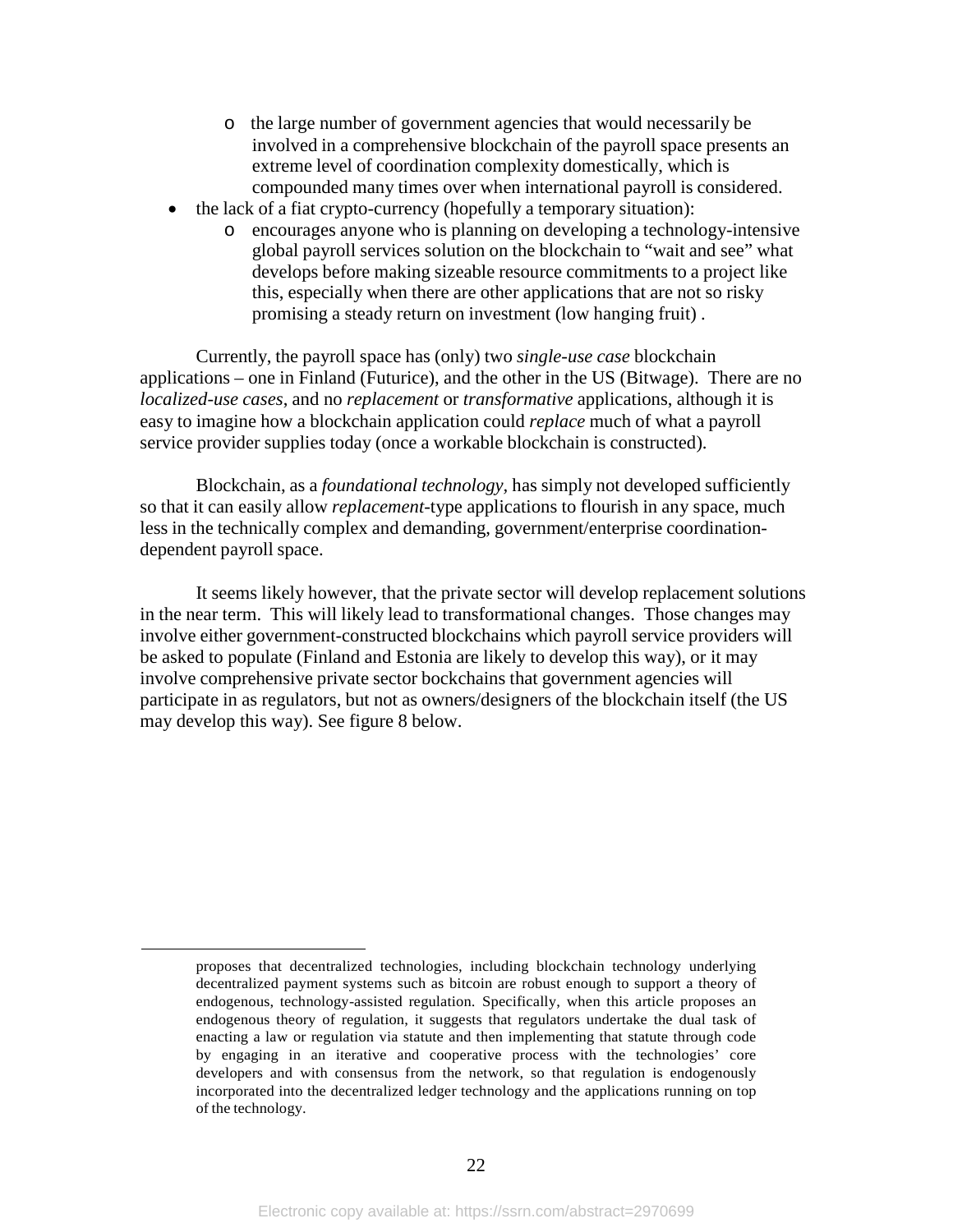- the large number of government agencies that would necessarily be involved in a comprehensive blockchain of the payroll space presents an extreme level of coordination complexity domestically, which is compounded many times over when international payroll is considered.
- the lack of a fiat crypto-currency (hopefully a temporary situation):
  - encourages anyone who is planning on developing a technology-intensive global payroll services solution on the blockchain to "wait and see" what develops before making sizeable resource commitments to a project like this, especially when there are other applications that are not so risky promising a steady return on investment (low hanging fruit) .

Currently, the payroll space has (only) two *single-use case* blockchain applications – one in Finland (Futurice), and the other in the US (Bitwage). There are no *localized-use cases*, and no *replacement* or *transformative* applications, although it is easy to imagine how a blockchain application could *replace* much of what a payroll service provider supplies today (once a workable blockchain is constructed).

Blockchain, as a *foundational technology*, has simply not developed sufficiently so that it can easily allow *replacement*-type applications to flourish in any space, much less in the technically complex and demanding, government/enterprise coordination-dependent payroll space.

It seems likely however, that the private sector will develop replacement solutions in the near term. This will likely lead to transformational changes. Those changes may involve either government-constructed blockchains which payroll service providers will be asked to populate (Finland and Estonia are likely to develop this way), or it may involve comprehensive private sector bockchains that government agencies will participate in as regulators, but not as owners/designers of the blockchain itself (the US may develop this way). See figure 8 below.

---

proposes that decentralized technologies, including blockchain technology underlying decentralized payment systems such as bitcoin are robust enough to support a theory of endogenous, technology-assisted regulation. Specifically, when this article proposes an endogenous theory of regulation, it suggests that regulators undertake the dual task of enacting a law or regulation via statute and then implementing that statute through code by engaging in an iterative and cooperative process with the technologies' core developers and with consensus from the network, so that regulation is endogenously incorporated into the decentralized ledger technology and the applications running on top of the technology.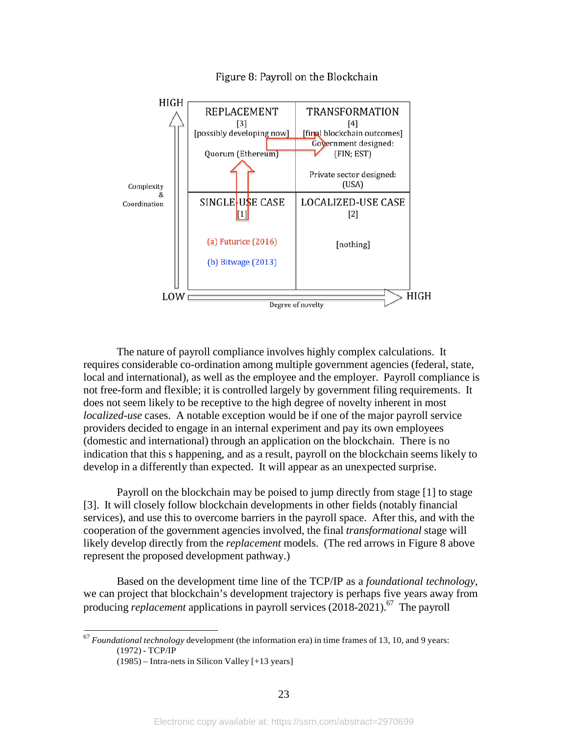Figure 8: Payroll on the Blockchain

| | LOW → HIGH Degree of novelty | |
|---|---|---|
| **HIGH** Complexity & Coordination | REPLACEMENT [3] [possibly developing now] Quorum (Ethereum) | TRANSFORMATION [4] [final blockchain outcomes] Government designed: (FIN; EST) Private sector designed: (USA) |
| **LOW** | SINGLE-USE CASE [1] (a) Futurice (2016) (b) Bitwage (2013) | LOCALIZED-USE CASE [2] [nothing] |

The nature of payroll compliance involves highly complex calculations. It requires considerable co-ordination among multiple government agencies (federal, state, local and international), as well as the employee and the employer. Payroll compliance is not free-form and flexible; it is controlled largely by government filing requirements. It does not seem likely to be receptive to the high degree of novelty inherent in most *localized-use* cases. A notable exception would be if one of the major payroll service providers decided to engage in an internal experiment and pay its own employees (domestic and international) through an application on the blockchain. There is no indication that this s happening, and as a result, payroll on the blockchain seems likely to develop in a differently than expected. It will appear as an unexpected surprise.

Payroll on the blockchain may be poised to jump directly from stage [1] to stage [3]. It will closely follow blockchain developments in other fields (notably financial services), and use this to overcome barriers in the payroll space. After this, and with the cooperation of the government agencies involved, the final *transformational* stage will likely develop directly from the *replacement* models. (The red arrows in Figure 8 above represent the proposed development pathway.)

Based on the development time line of the TCP/IP as a *foundational technology*, we can project that blockchain's development trajectory is perhaps five years away from producing *replacement* applications in payroll services (2018-2021).[67] The payroll

---

[67] *Foundational technology* development (the information era) in time frames of 13, 10, and 9 years:
(1972) - TCP/IP
(1985) – Intra-nets in Silicon Valley [+13 years]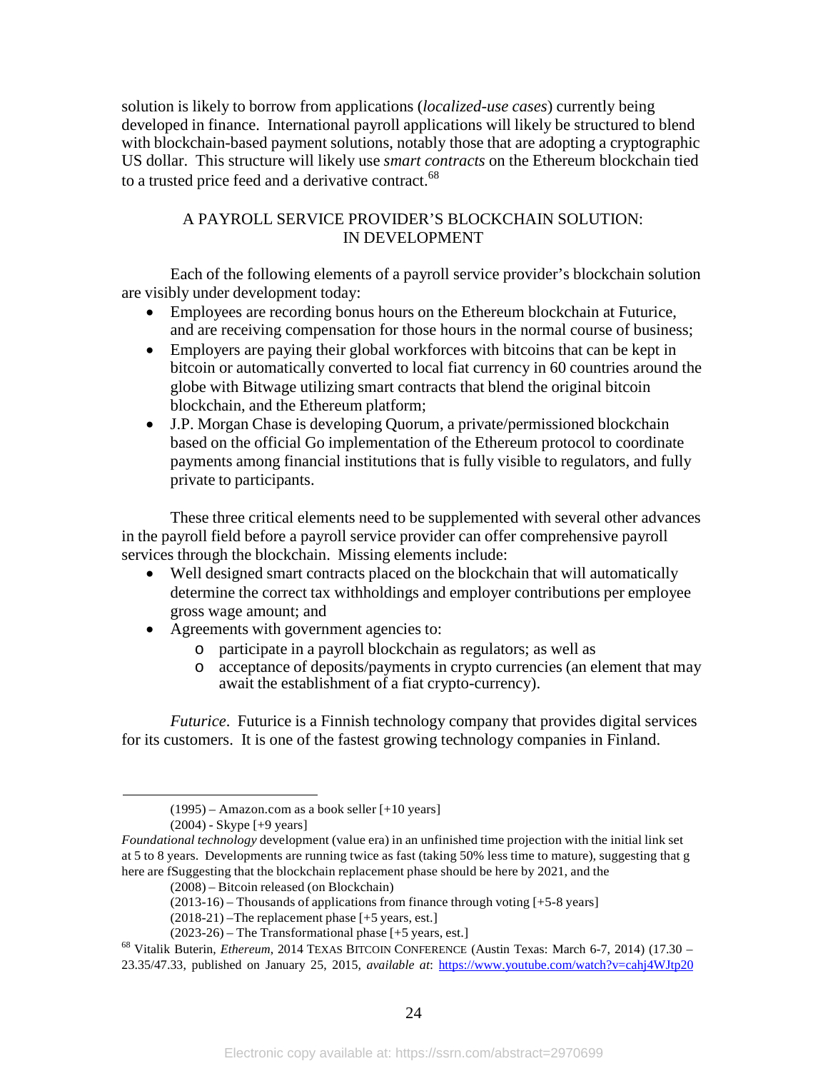solution is likely to borrow from applications (*localized-use cases*) currently being developed in finance. International payroll applications will likely be structured to blend with blockchain-based payment solutions, notably those that are adopting a cryptographic US dollar. This structure will likely use *smart contracts* on the Ethereum blockchain tied to a trusted price feed and a derivative contract.[68]

## A PAYROLL SERVICE PROVIDER'S BLOCKCHAIN SOLUTION: IN DEVELOPMENT

Each of the following elements of a payroll service provider's blockchain solution are visibly under development today:

- Employees are recording bonus hours on the Ethereum blockchain at Futurice, and are receiving compensation for those hours in the normal course of business;
- Employers are paying their global workforces with bitcoins that can be kept in bitcoin or automatically converted to local fiat currency in 60 countries around the globe with Bitwage utilizing smart contracts that blend the original bitcoin blockchain, and the Ethereum platform;
- J.P. Morgan Chase is developing Quorum, a private/permissioned blockchain based on the official Go implementation of the Ethereum protocol to coordinate payments among financial institutions that is fully visible to regulators, and fully private to participants.

These three critical elements need to be supplemented with several other advances in the payroll field before a payroll service provider can offer comprehensive payroll services through the blockchain. Missing elements include:

- Well designed smart contracts placed on the blockchain that will automatically determine the correct tax withholdings and employer contributions per employee gross wage amount; and
- Agreements with government agencies to:
    - participate in a payroll blockchain as regulators; as well as
    - acceptance of deposits/payments in crypto currencies (an element that may await the establishment of a fiat crypto-currency).

*Futurice*. Futurice is a Finnish technology company that provides digital services for its customers. It is one of the fastest growing technology companies in Finland.

---

(1995) – Amazon.com as a book seller [+10 years]

(2004) - Skype [+9 years]

*Foundational technology* development (value era) in an unfinished time projection with the initial link set at 5 to 8 years. Developments are running twice as fast (taking 50% less time to mature), suggesting that g here are fSuggesting that the blockchain replacement phase should be here by 2021, and the

(2008) – Bitcoin released (on Blockchain)

(2013-16) – Thousands of applications from finance through voting [+5-8 years]

(2018-21) –The replacement phase [+5 years, est.]

(2023-26) – The Transformational phase [+5 years, est.]

[68] Vitalik Buterin, *Ethereum*, 2014 TEXAS BITCOIN CONFERENCE (Austin Texas: March 6-7, 2014) (17.30 – 23.35/47.33, published on January 25, 2015, *available at*: https://www.youtube.com/watch?v=cahj4WJtp20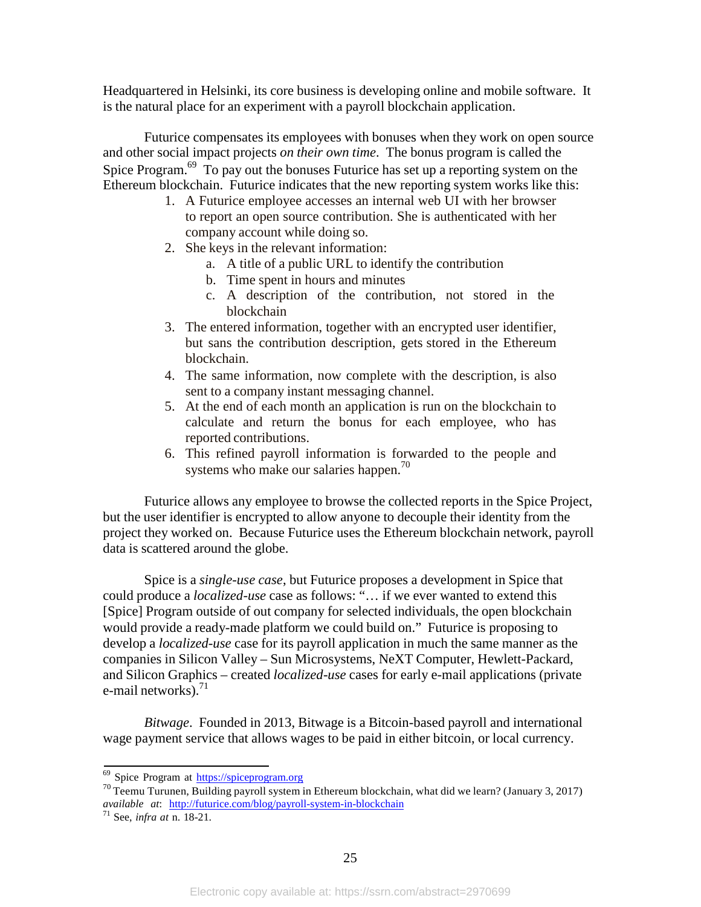Headquartered in Helsinki, its core business is developing online and mobile software. It is the natural place for an experiment with a payroll blockchain application.

Futurice compensates its employees with bonuses when they work on open source and other social impact projects *on their own time*. The bonus program is called the Spice Program.[69] To pay out the bonuses Futurice has set up a reporting system on the Ethereum blockchain. Futurice indicates that the new reporting system works like this:

1. A Futurice employee accesses an internal web UI with her browser to report an open source contribution. She is authenticated with her company account while doing so.
2. She keys in the relevant information:
   a. A title of a public URL to identify the contribution
   b. Time spent in hours and minutes
   c. A description of the contribution, not stored in the blockchain
3. The entered information, together with an encrypted user identifier, but sans the contribution description, gets stored in the Ethereum blockchain.
4. The same information, now complete with the description, is also sent to a company instant messaging channel.
5. At the end of each month an application is run on the blockchain to calculate and return the bonus for each employee, who has reported contributions.
6. This refined payroll information is forwarded to the people and systems who make our salaries happen.[70]

Futurice allows any employee to browse the collected reports in the Spice Project, but the user identifier is encrypted to allow anyone to decouple their identity from the project they worked on. Because Futurice uses the Ethereum blockchain network, payroll data is scattered around the globe.

Spice is a *single-use case*, but Futurice proposes a development in Spice that could produce a *localized-use* case as follows: "… if we ever wanted to extend this [Spice] Program outside of out company for selected individuals, the open blockchain would provide a ready-made platform we could build on." Futurice is proposing to develop a *localized-use* case for its payroll application in much the same manner as the companies in Silicon Valley – Sun Microsystems, NeXT Computer, Hewlett-Packard, and Silicon Graphics – created *localized-use* cases for early e-mail applications (private e-mail networks).[71]

*Bitwage*. Founded in 2013, Bitwage is a Bitcoin-based payroll and international wage payment service that allows wages to be paid in either bitcoin, or local currency.

---

[69] Spice Program at https://spiceprogram.org

[70] Teemu Turunen, Building payroll system in Ethereum blockchain, what did we learn? (January 3, 2017) *available at*: http://futurice.com/blog/payroll-system-in-blockchain

[71] See, *infra at* n. 18-21.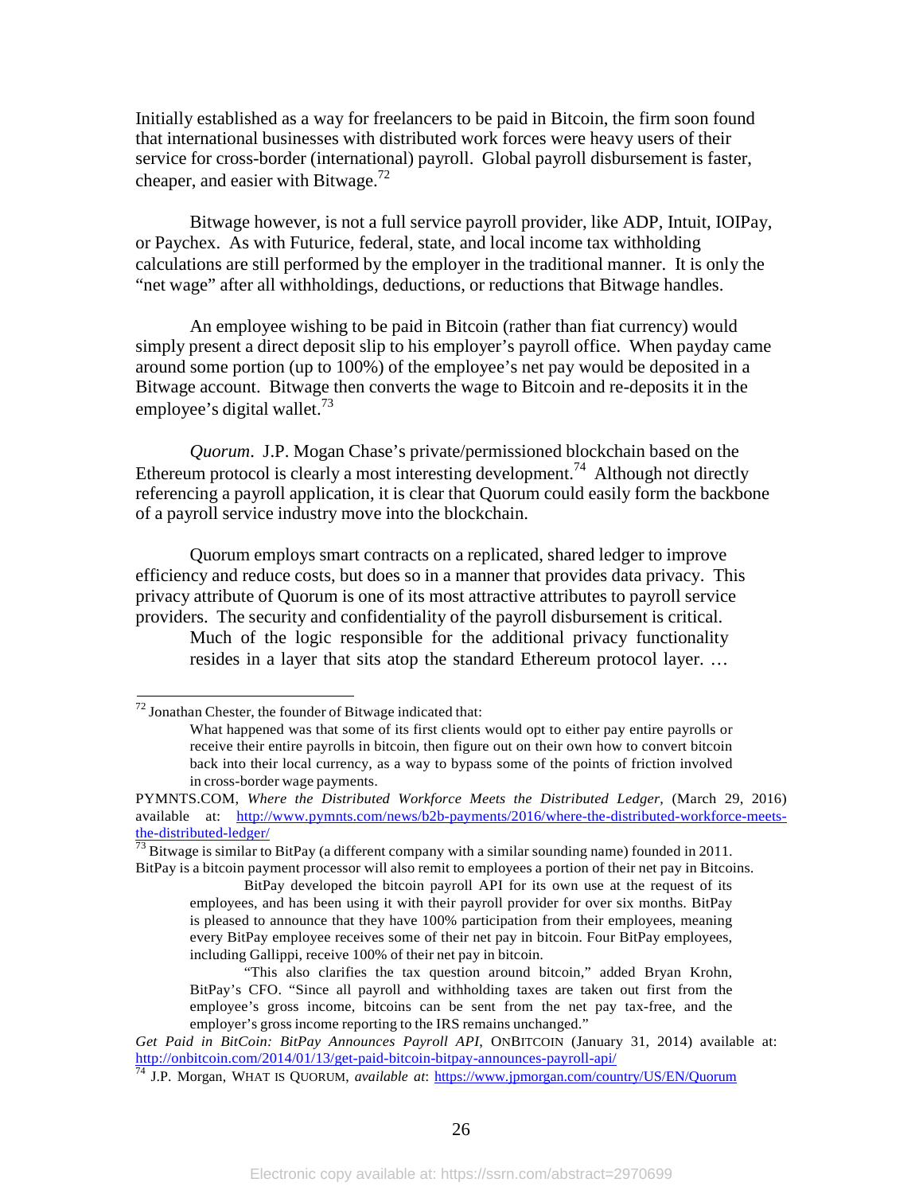Initially established as a way for freelancers to be paid in Bitcoin, the firm soon found that international businesses with distributed work forces were heavy users of their service for cross-border (international) payroll. Global payroll disbursement is faster, cheaper, and easier with Bitwage.[72]

Bitwage however, is not a full service payroll provider, like ADP, Intuit, IOIPay, or Paychex. As with Futurice, federal, state, and local income tax withholding calculations are still performed by the employer in the traditional manner. It is only the "net wage" after all withholdings, deductions, or reductions that Bitwage handles.

An employee wishing to be paid in Bitcoin (rather than fiat currency) would simply present a direct deposit slip to his employer's payroll office. When payday came around some portion (up to 100%) of the employee's net pay would be deposited in a Bitwage account. Bitwage then converts the wage to Bitcoin and re-deposits it in the employee's digital wallet.[73]

*Quorum*. J.P. Mogan Chase's private/permissioned blockchain based on the Ethereum protocol is clearly a most interesting development.[74] Although not directly referencing a payroll application, it is clear that Quorum could easily form the backbone of a payroll service industry move into the blockchain.

Quorum employs smart contracts on a replicated, shared ledger to improve efficiency and reduce costs, but does so in a manner that provides data privacy. This privacy attribute of Quorum is one of its most attractive attributes to payroll service providers. The security and confidentiality of the payroll disbursement is critical.

> Much of the logic responsible for the additional privacy functionality resides in a layer that sits atop the standard Ethereum protocol layer. …

---

[72] Jonathan Chester, the founder of Bitwage indicated that:

> What happened was that some of its first clients would opt to either pay entire payrolls or receive their entire payrolls in bitcoin, then figure out on their own how to convert bitcoin back into their local currency, as a way to bypass some of the points of friction involved in cross-border wage payments.

PYMNTS.COM, *Where the Distributed Workforce Meets the Distributed Ledger*, (March 29, 2016) available at: http://www.pymnts.com/news/b2b-payments/2016/where-the-distributed-workforce-meets-the-distributed-ledger/

[73] Bitwage is similar to BitPay (a different company with a similar sounding name) founded in 2011. BitPay is a bitcoin payment processor will also remit to employees a portion of their net pay in Bitcoins.

> BitPay developed the bitcoin payroll API for its own use at the request of its employees, and has been using it with their payroll provider for over six months. BitPay is pleased to announce that they have 100% participation from their employees, meaning every BitPay employee receives some of their net pay in bitcoin. Four BitPay employees, including Gallippi, receive 100% of their net pay in bitcoin.
>
> "This also clarifies the tax question around bitcoin," added Bryan Krohn, BitPay's CFO. "Since all payroll and withholding taxes are taken out first from the employee's gross income, bitcoins can be sent from the net pay tax-free, and the employer's gross income reporting to the IRS remains unchanged."

*Get Paid in BitCoin: BitPay Announces Payroll API*, ONBITCOIN (January 31, 2014) available at: http://onbitcoin.com/2014/01/13/get-paid-bitcoin-bitpay-announces-payroll-api/

[74] J.P. Morgan, WHAT IS QUORUM, *available at*: https://www.jpmorgan.com/country/US/EN/Quorum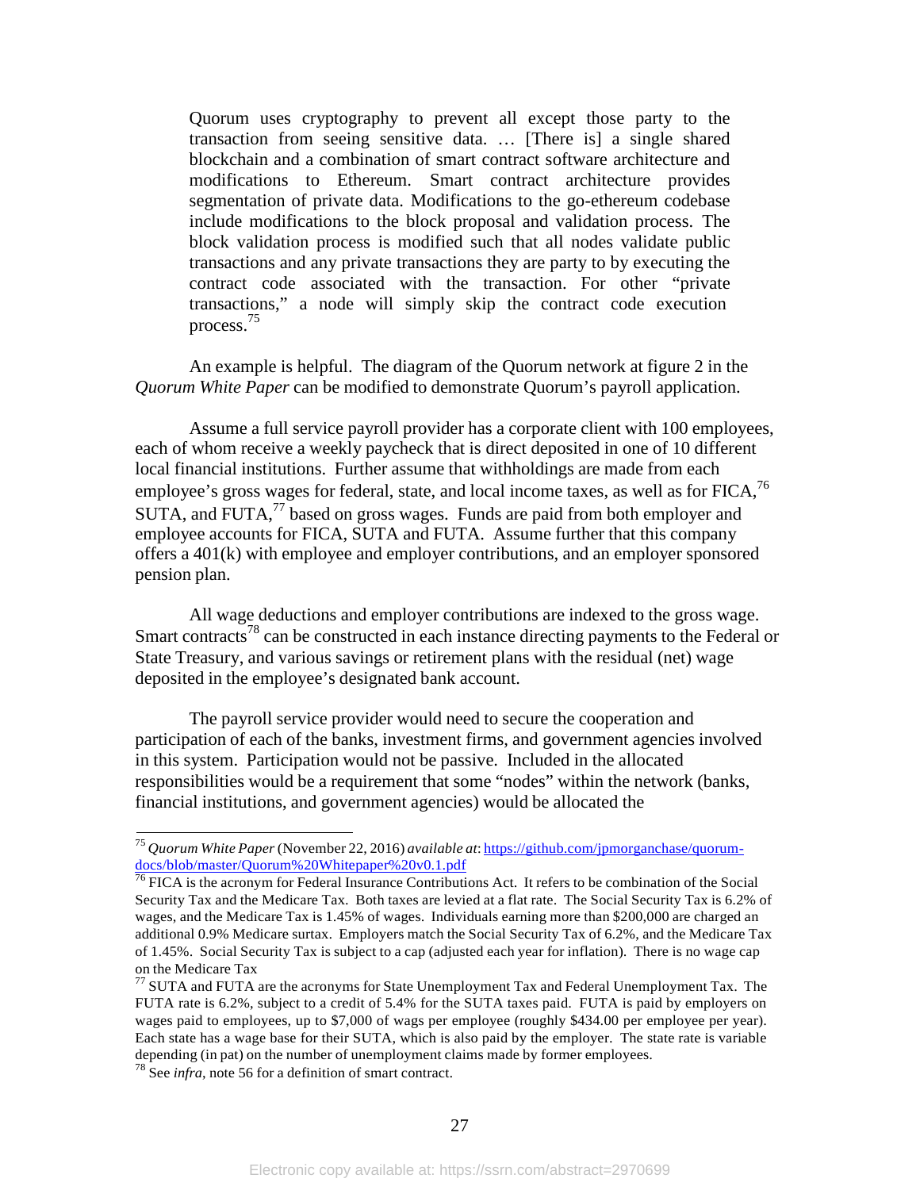> Quorum uses cryptography to prevent all except those party to the transaction from seeing sensitive data. … [There is] a single shared blockchain and a combination of smart contract software architecture and modifications to Ethereum. Smart contract architecture provides segmentation of private data. Modifications to the go-ethereum codebase include modifications to the block proposal and validation process. The block validation process is modified such that all nodes validate public transactions and any private transactions they are party to by executing the contract code associated with the transaction. For other "private transactions," a node will simply skip the contract code execution process.[75]

An example is helpful. The diagram of the Quorum network at figure 2 in the *Quorum White Paper* can be modified to demonstrate Quorum's payroll application.

Assume a full service payroll provider has a corporate client with 100 employees, each of whom receive a weekly paycheck that is direct deposited in one of 10 different local financial institutions. Further assume that withholdings are made from each employee's gross wages for federal, state, and local income taxes, as well as for FICA,[76] SUTA, and FUTA,[77] based on gross wages. Funds are paid from both employer and employee accounts for FICA, SUTA and FUTA. Assume further that this company offers a 401(k) with employee and employer contributions, and an employer sponsored pension plan.

All wage deductions and employer contributions are indexed to the gross wage. Smart contracts[78] can be constructed in each instance directing payments to the Federal or State Treasury, and various savings or retirement plans with the residual (net) wage deposited in the employee's designated bank account.

The payroll service provider would need to secure the cooperation and participation of each of the banks, investment firms, and government agencies involved in this system. Participation would not be passive. Included in the allocated responsibilities would be a requirement that some "nodes" within the network (banks, financial institutions, and government agencies) would be allocated the

---

[75] *Quorum White Paper* (November 22, 2016) *available at*: https://github.com/jpmorganchase/quorum-docs/blob/master/Quorum%20Whitepaper%20v0.1.pdf

[76] FICA is the acronym for Federal Insurance Contributions Act. It refers to be combination of the Social Security Tax and the Medicare Tax. Both taxes are levied at a flat rate. The Social Security Tax is 6.2% of wages, and the Medicare Tax is 1.45% of wages. Individuals earning more than $200,000 are charged an additional 0.9% Medicare surtax. Employers match the Social Security Tax of 6.2%, and the Medicare Tax of 1.45%. Social Security Tax is subject to a cap (adjusted each year for inflation). There is no wage cap on the Medicare Tax

[77] SUTA and FUTA are the acronyms for State Unemployment Tax and Federal Unemployment Tax. The FUTA rate is 6.2%, subject to a credit of 5.4% for the SUTA taxes paid. FUTA is paid by employers on wages paid to employees, up to $7,000 of wags per employee (roughly $434.00 per employee per year). Each state has a wage base for their SUTA, which is also paid by the employer. The state rate is variable depending (in pat) on the number of unemployment claims made by former employees.

[78] See *infra*, note 56 for a definition of smart contract.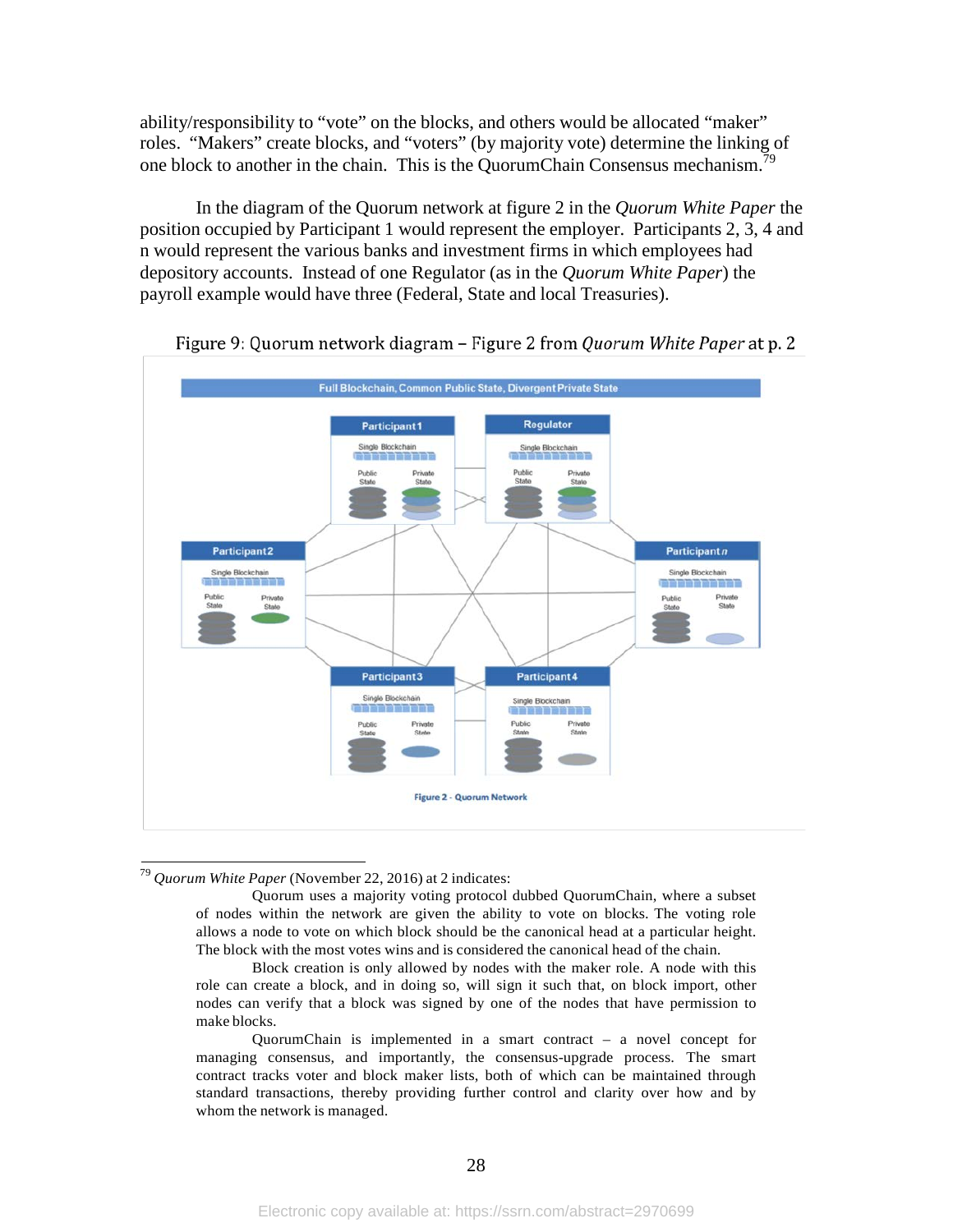ability/responsibility to "vote" on the blocks, and others would be allocated "maker" roles. "Makers" create blocks, and "voters" (by majority vote) determine the linking of one block to another in the chain. This is the QuorumChain Consensus mechanism.[79]

In the diagram of the Quorum network at figure 2 in the *Quorum White Paper* the position occupied by Participant 1 would represent the employer. Participants 2, 3, 4 and n would represent the various banks and investment firms in which employees had depository accounts. Instead of one Regulator (as in the *Quorum White Paper*) the payroll example would have three (Federal, State and local Treasuries).

Figure 9: Quorum network diagram – Figure 2 from *Quorum White Paper* at p. 2

---

[79] *Quorum White Paper* (November 22, 2016) at 2 indicates:

> Quorum uses a majority voting protocol dubbed QuorumChain, where a subset of nodes within the network are given the ability to vote on blocks. The voting role allows a node to vote on which block should be the canonical head at a particular height. The block with the most votes wins and is considered the canonical head of the chain.
>
> Block creation is only allowed by nodes with the maker role. A node with this role can create a block, and in doing so, will sign it such that, on block import, other nodes can verify that a block was signed by one of the nodes that have permission to make blocks.
>
> QuorumChain is implemented in a smart contract – a novel concept for managing consensus, and importantly, the consensus-upgrade process. The smart contract tracks voter and block maker lists, both of which can be maintained through standard transactions, thereby providing further control and clarity over how and by whom the network is managed.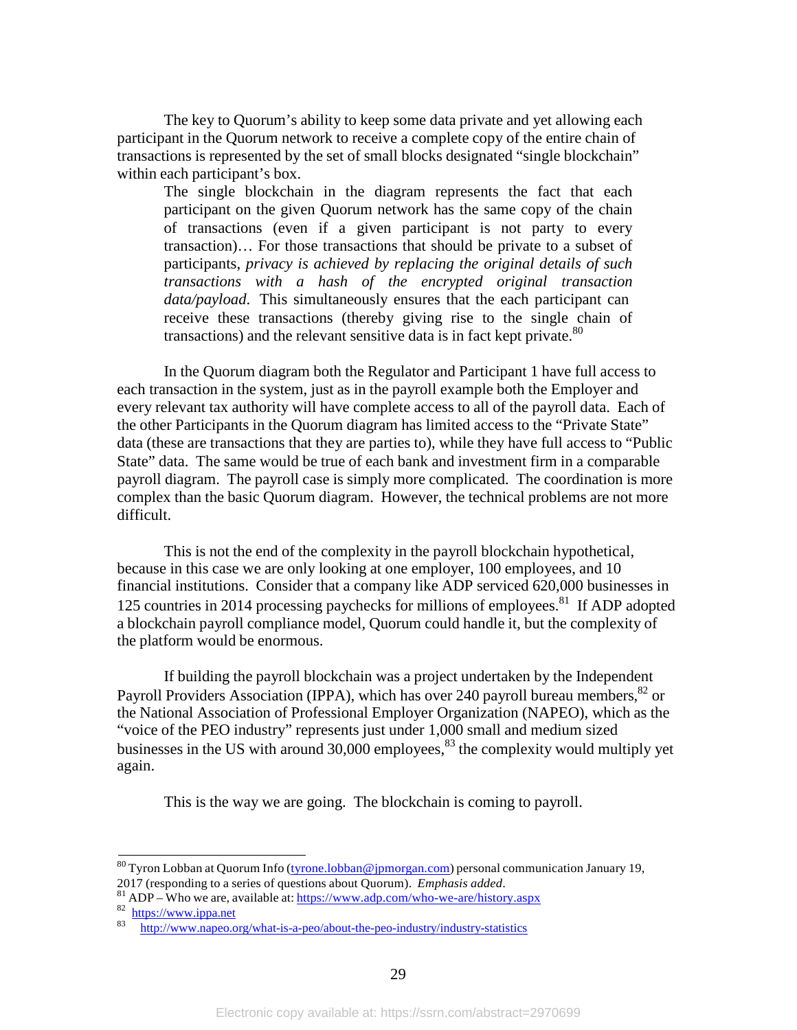The key to Quorum's ability to keep some data private and yet allowing each participant in the Quorum network to receive a complete copy of the entire chain of transactions is represented by the set of small blocks designated "single blockchain" within each participant's box.

> The single blockchain in the diagram represents the fact that each participant on the given Quorum network has the same copy of the chain of transactions (even if a given participant is not party to every transaction)… For those transactions that should be private to a subset of participants, *privacy is achieved by replacing the original details of such transactions with a hash of the encrypted original transaction data/payload.* This simultaneously ensures that the each participant can receive these transactions (thereby giving rise to the single chain of transactions) and the relevant sensitive data is in fact kept private.[80]

In the Quorum diagram both the Regulator and Participant 1 have full access to each transaction in the system, just as in the payroll example both the Employer and every relevant tax authority will have complete access to all of the payroll data. Each of the other Participants in the Quorum diagram has limited access to the "Private State" data (these are transactions that they are parties to), while they have full access to "Public State" data. The same would be true of each bank and investment firm in a comparable payroll diagram. The payroll case is simply more complicated. The coordination is more complex than the basic Quorum diagram. However, the technical problems are not more difficult.

This is not the end of the complexity in the payroll blockchain hypothetical, because in this case we are only looking at one employer, 100 employees, and 10 financial institutions. Consider that a company like ADP serviced 620,000 businesses in 125 countries in 2014 processing paychecks for millions of employees.[81] If ADP adopted a blockchain payroll compliance model, Quorum could handle it, but the complexity of the platform would be enormous.

If building the payroll blockchain was a project undertaken by the Independent Payroll Providers Association (IPPA), which has over 240 payroll bureau members,[82] or the National Association of Professional Employer Organization (NAPEO), which as the "voice of the PEO industry" represents just under 1,000 small and medium sized businesses in the US with around 30,000 employees,[83] the complexity would multiply yet again.

This is the way we are going. The blockchain is coming to payroll.

---

[80] Tyron Lobban at Quorum Info (tyrone.lobban@jpmorgan.com) personal communication January 19, 2017 (responding to a series of questions about Quorum). *Emphasis added*.

[81] ADP – Who we are, available at: https://www.adp.com/who-we-are/history.aspx

[82] https://www.ippa.net

[83] http://www.napeo.org/what-is-a-peo/about-the-peo-industry/industry-statistics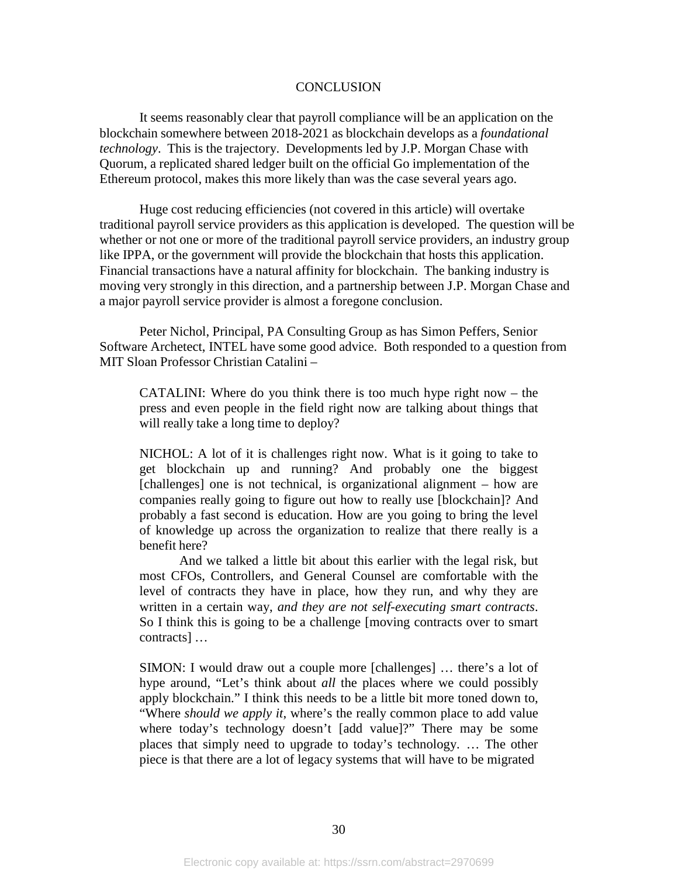## CONCLUSION

It seems reasonably clear that payroll compliance will be an application on the blockchain somewhere between 2018-2021 as blockchain develops as a *foundational technology*. This is the trajectory. Developments led by J.P. Morgan Chase with Quorum, a replicated shared ledger built on the official Go implementation of the Ethereum protocol, makes this more likely than was the case several years ago.

Huge cost reducing efficiencies (not covered in this article) will overtake traditional payroll service providers as this application is developed. The question will be whether or not one or more of the traditional payroll service providers, an industry group like IPPA, or the government will provide the blockchain that hosts this application. Financial transactions have a natural affinity for blockchain. The banking industry is moving very strongly in this direction, and a partnership between J.P. Morgan Chase and a major payroll service provider is almost a foregone conclusion.

Peter Nichol, Principal, PA Consulting Group as has Simon Peffers, Senior Software Archetect, INTEL have some good advice. Both responded to a question from MIT Sloan Professor Christian Catalini –

> CATALINI: Where do you think there is too much hype right now – the press and even people in the field right now are talking about things that will really take a long time to deploy?
>
> NICHOL: A lot of it is challenges right now. What is it going to take to get blockchain up and running? And probably one the biggest [challenges] one is not technical, is organizational alignment – how are companies really going to figure out how to really use [blockchain]? And probably a fast second is education. How are you going to bring the level of knowledge up across the organization to realize that there really is a benefit here?
>
> And we talked a little bit about this earlier with the legal risk, but most CFOs, Controllers, and General Counsel are comfortable with the level of contracts they have in place, how they run, and why they are written in a certain way, *and they are not self-executing smart contracts*. So I think this is going to be a challenge [moving contracts over to smart contracts] …
>
> SIMON: I would draw out a couple more [challenges] … there's a lot of hype around, "Let's think about *all* the places where we could possibly apply blockchain." I think this needs to be a little bit more toned down to, "Where *should we apply it*, where's the really common place to add value where today's technology doesn't [add value]?" There may be some places that simply need to upgrade to today's technology. … The other piece is that there are a lot of legacy systems that will have to be migrated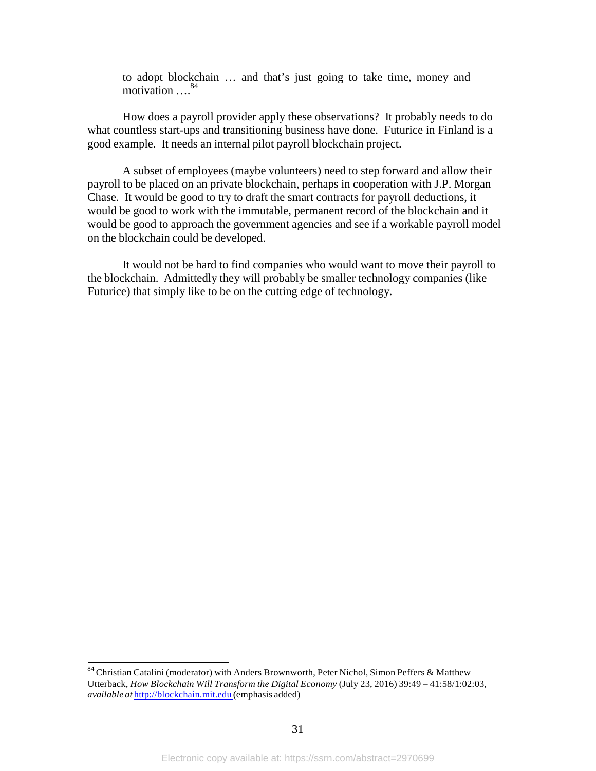> to adopt blockchain … and that's just going to take time, money and motivation ….[84]

How does a payroll provider apply these observations? It probably needs to do what countless start-ups and transitioning business have done. Futurice in Finland is a good example. It needs an internal pilot payroll blockchain project.

A subset of employees (maybe volunteers) need to step forward and allow their payroll to be placed on an private blockchain, perhaps in cooperation with J.P. Morgan Chase. It would be good to try to draft the smart contracts for payroll deductions, it would be good to work with the immutable, permanent record of the blockchain and it would be good to approach the government agencies and see if a workable payroll model on the blockchain could be developed.

It would not be hard to find companies who would want to move their payroll to the blockchain. Admittedly they will probably be smaller technology companies (like Futurice) that simply like to be on the cutting edge of technology.

---

[84] Christian Catalini (moderator) with Anders Brownworth, Peter Nichol, Simon Peffers & Matthew Utterback, *How Blockchain Will Transform the Digital Economy* (July 23, 2016) 39:49 – 41:58/1:02:03, *available at* http://blockchain.mit.edu (emphasis added)